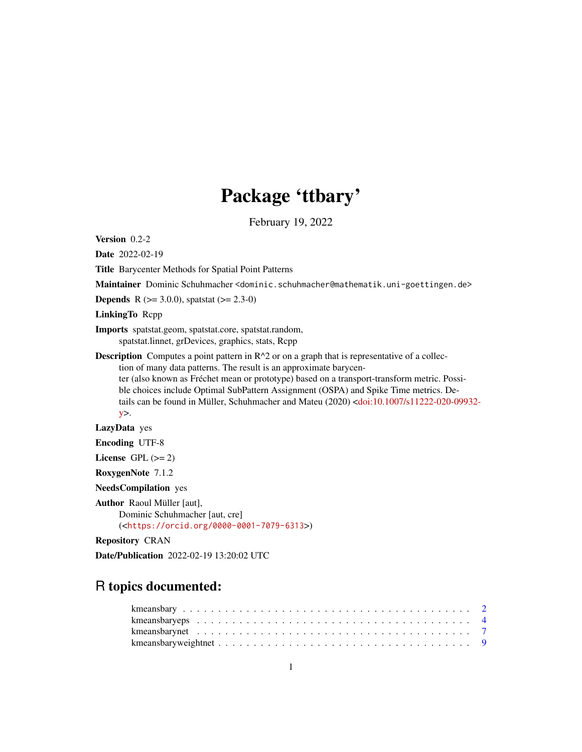# Package 'ttbary'

February 19, 2022

**Version** 0.2-2

**Date** 2022-02-19

**Title** Barycenter Methods for Spatial Point Patterns

**Maintainer** Dominic Schuhmacher <dominic.schuhmacher@mathematik.uni-goettingen.de>

**Depends** R (>= 3.0.0), spatstat (>= 2.3-0)

**LinkingTo** Rcpp

**Imports** spatstat.geom, spatstat.core, spatstat.random, spatstat.linnet, grDevices, graphics, stats, Rcpp

**Description** Computes a point pattern in R^2 or on a graph that is representative of a collection of many data patterns. The result is an approximate barycenter (also known as Fréchet mean or prototype) based on a transport-transform metric. Possible choices include Optimal SubPattern Assignment (OSPA) and Spike Time metrics. Details can be found in Müller, Schuhmacher and Mateu (2020) <doi:10.1007/s11222-020-09932-y>.

**LazyData** yes

**Encoding** UTF-8

**License** GPL (>= 2)

**RoxygenNote** 7.1.2

**NeedsCompilation** yes

**Author** Raoul Müller [aut],
Dominic Schuhmacher [aut, cre]
(<https://orcid.org/0000-0001-7079-6313>)

**Repository** CRAN

**Date/Publication** 2022-02-19 13:20:02 UTC

## R topics documented:

- kmeansbary . . . . . . . . . . . . . . . . . . . . . . . . . . . . . . . . . . . . . . . . 2
- kmeansbaryeps . . . . . . . . . . . . . . . . . . . . . . . . . . . . . . . . . . . . . . 4
- kmeansbarynet . . . . . . . . . . . . . . . . . . . . . . . . . . . . . . . . . . . . . . 7
- kmeansbaryweightnet . . . . . . . . . . . . . . . . . . . . . . . . . . . . . . . . . . 9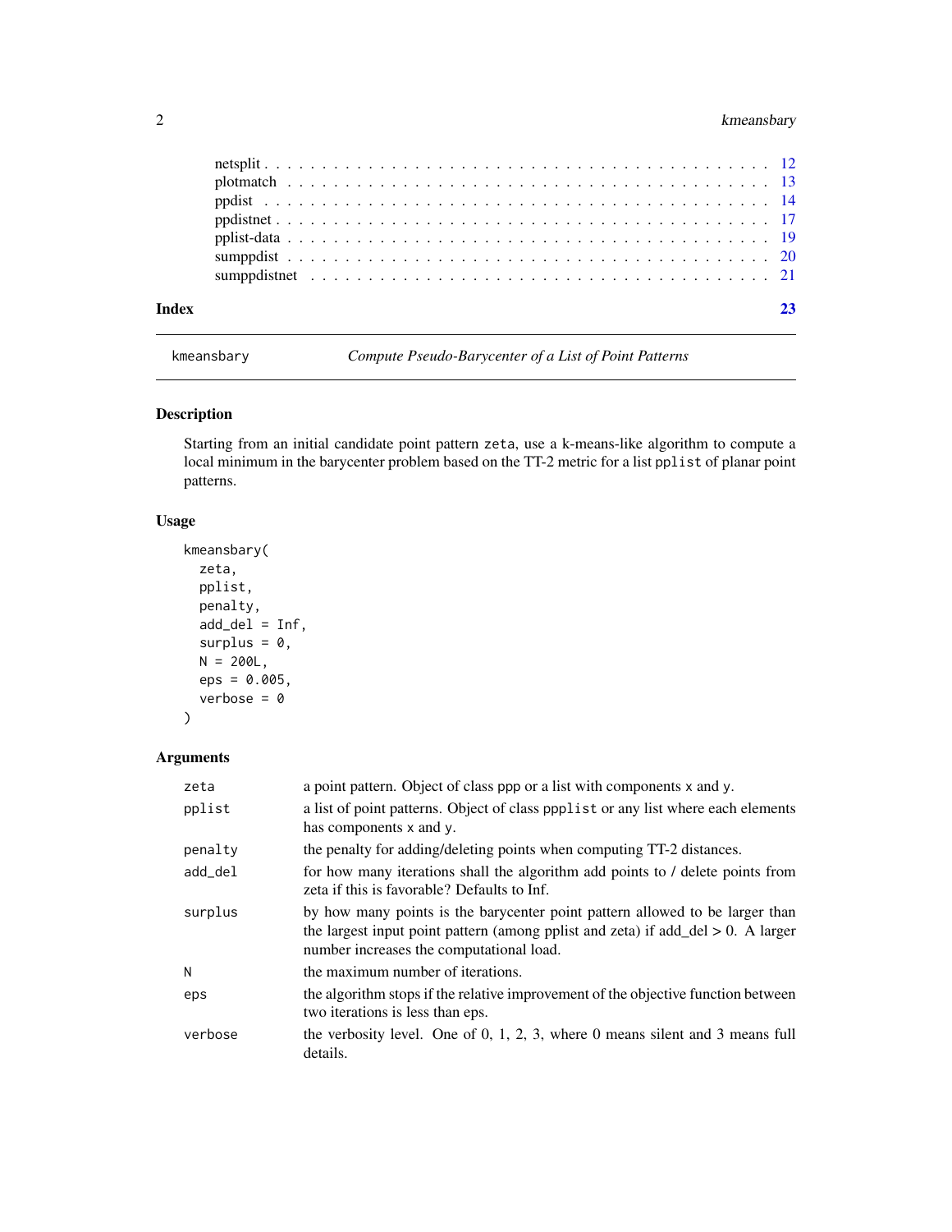| | |
|---|---|
| netsplit | 12 |
| plotmatch | 13 |
| ppdist | 14 |
| ppdistnet | 17 |
| pplist-data | 19 |
| sumppdist | 20 |
| sumppdistnet | 21 |

**Index** **23**

---

`kmeansbary` *Compute Pseudo-Barycenter of a List of Point Patterns*

---

## Description

Starting from an initial candidate point pattern `zeta`, use a k-means-like algorithm to compute a local minimum in the barycenter problem based on the TT-2 metric for a list `pplist` of planar point patterns.

## Usage

```
kmeansbary(
  zeta,
  pplist,
  penalty,
  add_del = Inf,
  surplus = 0,
  N = 200L,
  eps = 0.005,
  verbose = 0
)
```

## Arguments

| | |
|---|---|
| `zeta` | a point pattern. Object of class ppp or a list with components `x` and `y`. |
| `pplist` | a list of point patterns. Object of class `ppplist` or any list where each elements has components `x` and `y`. |
| `penalty` | the penalty for adding/deleting points when computing TT-2 distances. |
| `add_del` | for how many iterations shall the algorithm add points to / delete points from zeta if this is favorable? Defaults to Inf. |
| `surplus` | by how many points is the barycenter point pattern allowed to be larger than the largest input point pattern (among pplist and zeta) if add_del > 0. A larger number increases the computational load. |
| `N` | the maximum number of iterations. |
| `eps` | the algorithm stops if the relative improvement of the objective function between two iterations is less than eps. |
| `verbose` | the verbosity level. One of 0, 1, 2, 3, where 0 means silent and 3 means full details. |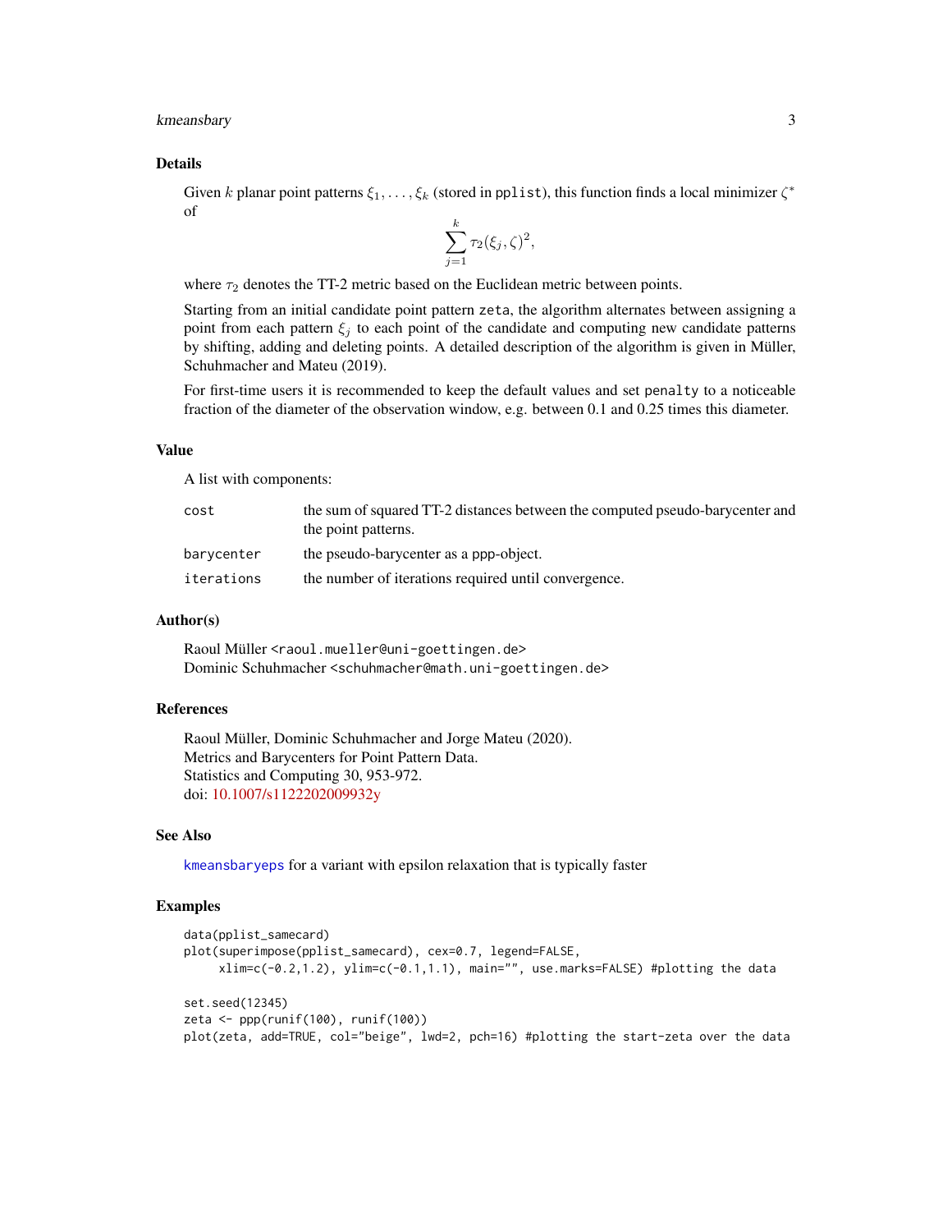## Details

Given $k$ planar point patterns $\xi_1, \ldots, \xi_k$ (stored in pplist), this function finds a local minimizer $\zeta^*$ of

$$\sum_{j=1}^{k} \tau_2(\xi_j, \zeta)^2,$$

where $\tau_2$ denotes the TT-2 metric based on the Euclidean metric between points.

Starting from an initial candidate point pattern zeta, the algorithm alternates between assigning a point from each pattern $\xi_j$ to each point of the candidate and computing new candidate patterns by shifting, adding and deleting points. A detailed description of the algorithm is given in Müller, Schuhmacher and Mateu (2019).

For first-time users it is recommended to keep the default values and set penalty to a noticeable fraction of the diameter of the observation window, e.g. between 0.1 and 0.25 times this diameter.

## Value

A list with components:

| | |
|---|---|
| cost | the sum of squared TT-2 distances between the computed pseudo-barycenter and the point patterns. |
| barycenter | the pseudo-barycenter as a ppp-object. |
| iterations | the number of iterations required until convergence. |

## Author(s)

Raoul Müller <raoul.mueller@uni-goettingen.de>
Dominic Schuhmacher <schuhmacher@math.uni-goettingen.de>

## References

Raoul Müller, Dominic Schuhmacher and Jorge Mateu (2020).
Metrics and Barycenters for Point Pattern Data.
Statistics and Computing 30, 953-972.
doi: 10.1007/s1122202009932y

## See Also

kmeansbaryeps for a variant with epsilon relaxation that is typically faster

## Examples

```
data(pplist_samecard)
plot(superimpose(pplist_samecard), cex=0.7, legend=FALSE,
     xlim=c(-0.2,1.2), ylim=c(-0.1,1.1), main="", use.marks=FALSE) #plotting the data

set.seed(12345)
zeta <- ppp(runif(100), runif(100))
plot(zeta, add=TRUE, col="beige", lwd=2, pch=16) #plotting the start-zeta over the data
```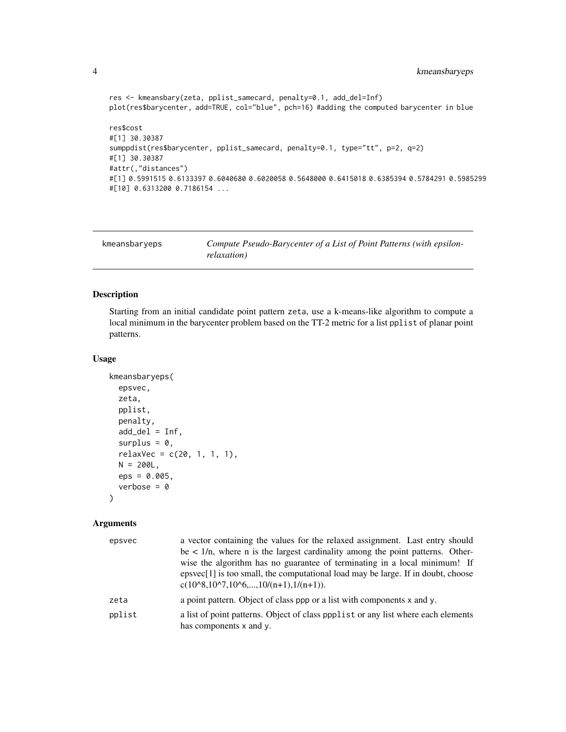```
res <- kmeansbary(zeta, pplist_samecard, penalty=0.1, add_del=Inf)
plot(res$barycenter, add=TRUE, col="blue", pch=16) #adding the computed barycenter in blue

res$cost
#[1] 30.30387
sumppdist(res$barycenter, pplist_samecard, penalty=0.1, type="tt", p=2, q=2)
#[1] 30.30387
#attr(,"distances")
#[1] 0.5991515 0.6133397 0.6040680 0.6020058 0.5648000 0.6415018 0.6385394 0.5784291 0.5985299
#[10] 0.6313200 0.7186154 ...
```

---

## kmeansbaryeps — *Compute Pseudo-Barycenter of a List of Point Patterns (with epsilon-relaxation)*

---

### Description

Starting from an initial candidate point pattern zeta, use a k-means-like algorithm to compute a local minimum in the barycenter problem based on the TT-2 metric for a list pplist of planar point patterns.

### Usage

```
kmeansbaryeps(
  epsvec,
  zeta,
  pplist,
  penalty,
  add_del = Inf,
  surplus = 0,
  relaxVec = c(20, 1, 1, 1),
  N = 200L,
  eps = 0.005,
  verbose = 0
)
```

### Arguments

| | |
|---|---|
| epsvec | a vector containing the values for the relaxed assignment. Last entry should be < 1/n, where n is the largest cardinality among the point patterns. Otherwise the algorithm has no guarantee of terminating in a local minimum! If epsvec[1] is too small, the computational load may be large. If in doubt, choose c(10^8,10^7,10^6,...,10/(n+1),1/(n+1)). |
| zeta | a point pattern. Object of class ppp or a list with components x and y. |
| pplist | a list of point patterns. Object of class ppplist or any list where each elements has components x and y. |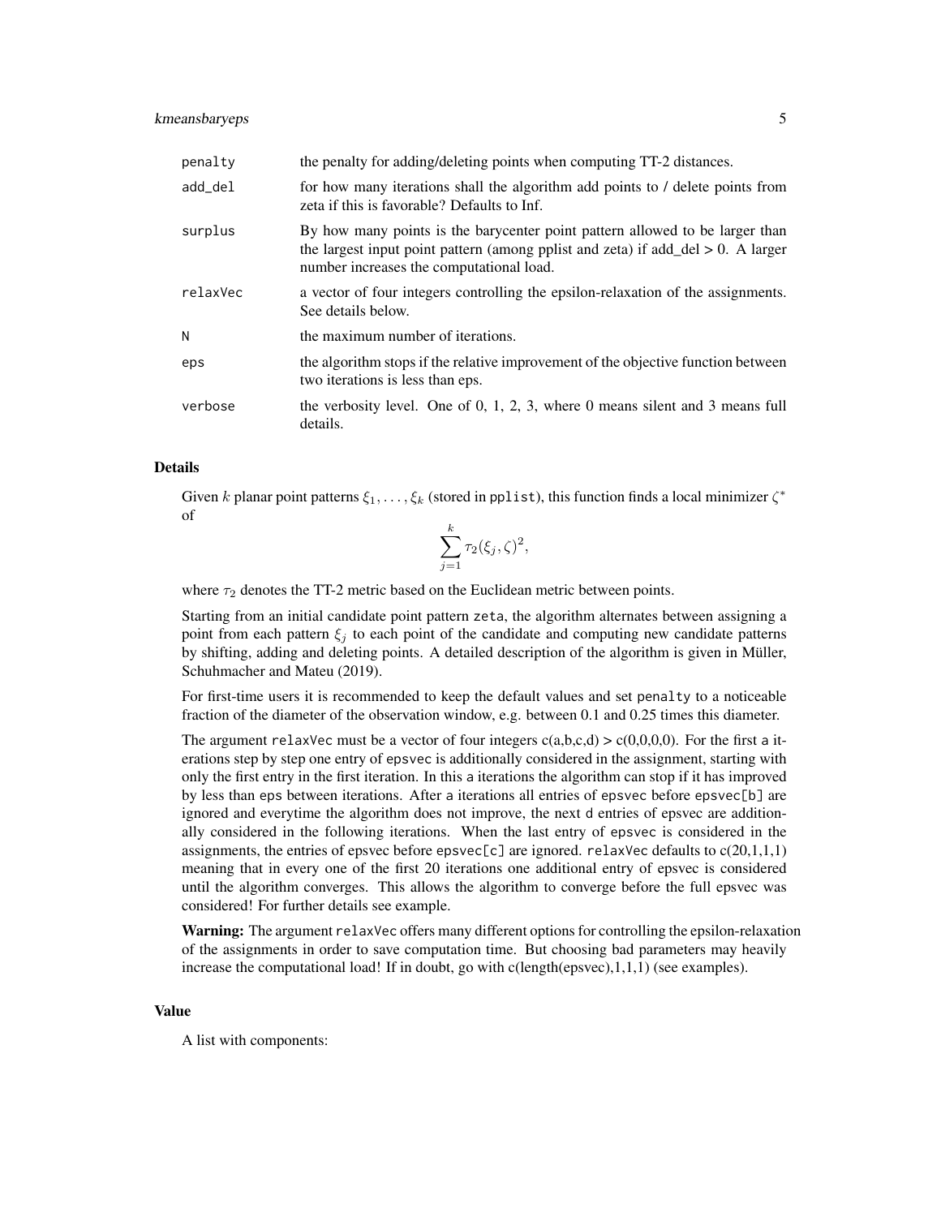| | |
|---|---|
| `penalty` | the penalty for adding/deleting points when computing TT-2 distances. |
| `add_del` | for how many iterations shall the algorithm add points to / delete points from zeta if this is favorable? Defaults to Inf. |
| `surplus` | By how many points is the barycenter point pattern allowed to be larger than the largest input point pattern (among pplist and zeta) if add_del > 0. A larger number increases the computational load. |
| `relaxVec` | a vector of four integers controlling the epsilon-relaxation of the assignments. See details below. |
| `N` | the maximum number of iterations. |
| `eps` | the algorithm stops if the relative improvement of the objective function between two iterations is less than eps. |
| `verbose` | the verbosity level. One of 0, 1, 2, 3, where 0 means silent and 3 means full details. |

### Details

Given $k$ planar point patterns $\xi_1, \ldots, \xi_k$ (stored in `pplist`), this function finds a local minimizer $\zeta^*$ of

$$\sum_{j=1}^{k} \tau_2(\xi_j, \zeta)^2,$$

where $\tau_2$ denotes the TT-2 metric based on the Euclidean metric between points.

Starting from an initial candidate point pattern `zeta`, the algorithm alternates between assigning a point from each pattern $\xi_j$ to each point of the candidate and computing new candidate patterns by shifting, adding and deleting points. A detailed description of the algorithm is given in Müller, Schuhmacher and Mateu (2019).

For first-time users it is recommended to keep the default values and set `penalty` to a noticeable fraction of the diameter of the observation window, e.g. between 0.1 and 0.25 times this diameter.

The argument `relaxVec` must be a vector of four integers c(a,b,c,d) > c(0,0,0,0). For the first `a` iterations step by step one entry of `epsvec` is additionally considered in the assignment, starting with only the first entry in the first iteration. In this `a` iterations the algorithm can stop if it has improved by less than `eps` between iterations. After `a` iterations all entries of `epsvec` before `epsvec[b]` are ignored and everytime the algorithm does not improve, the next `d` entries of epsvec are additionally considered in the following iterations. When the last entry of `epsvec` is considered in the assignments, the entries of epsvec before `epsvec[c]` are ignored. `relaxVec` defaults to c(20,1,1,1) meaning that in every one of the first 20 iterations one additional entry of epsvec is considered until the algorithm converges. This allows the algorithm to converge before the full epsvec was considered! For further details see example.

**Warning:** The argument `relaxVec` offers many different options for controlling the epsilon-relaxation of the assignments in order to save computation time. But choosing bad parameters may heavily increase the computational load! If in doubt, go with c(length(epsvec),1,1,1) (see examples).

### Value

A list with components: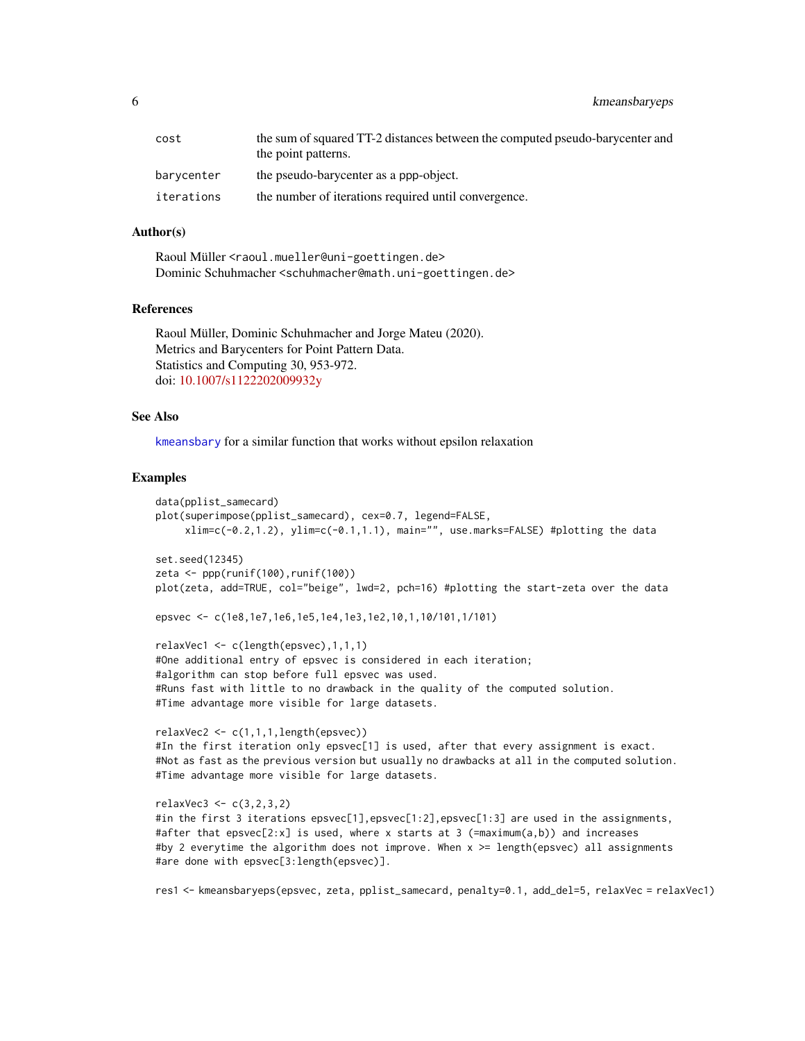| | |
|---|---|
| cost | the sum of squared TT-2 distances between the computed pseudo-barycenter and the point patterns. |
| barycenter | the pseudo-barycenter as a ppp-object. |
| iterations | the number of iterations required until convergence. |

### Author(s)

Raoul Müller <raoul.mueller@uni-goettingen.de>
Dominic Schuhmacher <schuhmacher@math.uni-goettingen.de>

### References

Raoul Müller, Dominic Schuhmacher and Jorge Mateu (2020).
Metrics and Barycenters for Point Pattern Data.
Statistics and Computing 30, 953-972.
doi: 10.1007/s1122202009932y

### See Also

kmeansbary for a similar function that works without epsilon relaxation

### Examples

```
data(pplist_samecard)
plot(superimpose(pplist_samecard), cex=0.7, legend=FALSE,
     xlim=c(-0.2,1.2), ylim=c(-0.1,1.1), main="", use.marks=FALSE) #plotting the data

set.seed(12345)
zeta <- ppp(runif(100),runif(100))
plot(zeta, add=TRUE, col="beige", lwd=2, pch=16) #plotting the start-zeta over the data

epsvec <- c(1e8,1e7,1e6,1e5,1e4,1e3,1e2,10,1,10/101,1/101)

relaxVec1 <- c(length(epsvec),1,1,1)
#One additional entry of epsvec is considered in each iteration;
#algorithm can stop before full epsvec was used.
#Runs fast with little to no drawback in the quality of the computed solution.
#Time advantage more visible for large datasets.

relaxVec2 <- c(1,1,1,length(epsvec))
#In the first iteration only epsvec[1] is used, after that every assignment is exact.
#Not as fast as the previous version but usually no drawbacks at all in the computed solution.
#Time advantage more visible for large datasets.

relaxVec3 <- c(3,2,3,2)
#in the first 3 iterations epsvec[1],epsvec[1:2],epsvec[1:3] are used in the assignments,
#after that epsvec[2:x] is used, where x starts at 3 (=maximum(a,b)) and increases
#by 2 everytime the algorithm does not improve. When x >= length(epsvec) all assignments
#are done with epsvec[3:length(epsvec)].

res1 <- kmeansbaryeps(epsvec, zeta, pplist_samecard, penalty=0.1, add_del=5, relaxVec = relaxVec1)
```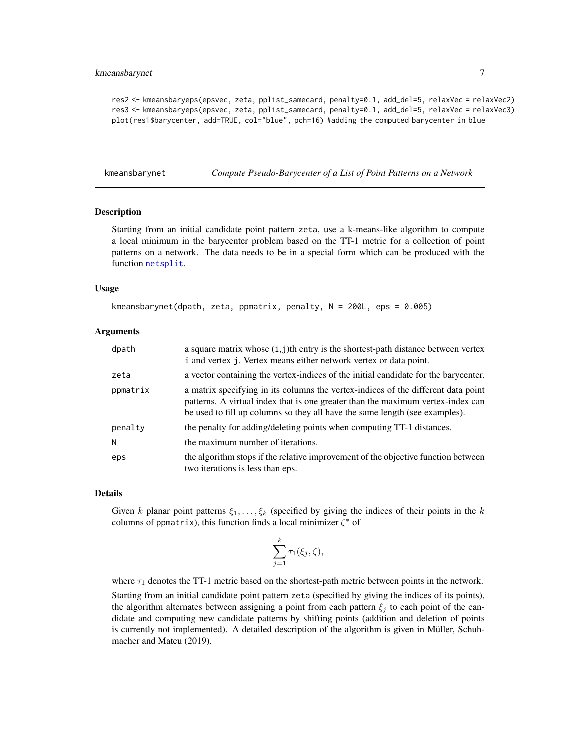```
res2 <- kmeansbaryeps(epsvec, zeta, pplist_samecard, penalty=0.1, add_del=5, relaxVec = relaxVec2)
res3 <- kmeansbaryeps(epsvec, zeta, pplist_samecard, penalty=0.1, add_del=5, relaxVec = relaxVec3)
plot(res1$barycenter, add=TRUE, col="blue", pch=16) #adding the computed barycenter in blue
```

## kmeansbarynet — *Compute Pseudo-Barycenter of a List of Point Patterns on a Network*

### Description

Starting from an initial candidate point pattern `zeta`, use a k-means-like algorithm to compute a local minimum in the barycenter problem based on the TT-1 metric for a collection of point patterns on a network. The data needs to be in a special form which can be produced with the function `netsplit`.

### Usage

```
kmeansbarynet(dpath, zeta, ppmatrix, penalty, N = 200L, eps = 0.005)
```

### Arguments

| | |
|---|---|
| `dpath` | a square matrix whose (`i`,`j`)th entry is the shortest-path distance between vertex `i` and vertex `j`. Vertex means either network vertex or data point. |
| `zeta` | a vector containing the vertex-indices of the initial candidate for the barycenter. |
| `ppmatrix` | a matrix specifying in its columns the vertex-indices of the different data point patterns. A virtual index that is one greater than the maximum vertex-index can be used to fill up columns so they all have the same length (see examples). |
| `penalty` | the penalty for adding/deleting points when computing TT-1 distances. |
| `N` | the maximum number of iterations. |
| `eps` | the algorithm stops if the relative improvement of the objective function between two iterations is less than eps. |

### Details

Given $k$ planar point patterns $\xi_1, \ldots, \xi_k$ (specified by giving the indices of their points in the $k$ columns of `ppmatrix`), this function finds a local minimizer $\zeta^*$ of

$$\sum_{j=1}^{k} \tau_1(\xi_j, \zeta),$$

where $\tau_1$ denotes the TT-1 metric based on the shortest-path metric between points in the network.

Starting from an initial candidate point pattern `zeta` (specified by giving the indices of its points), the algorithm alternates between assigning a point from each pattern $\xi_j$ to each point of the candidate and computing new candidate patterns by shifting points (addition and deletion of points is currently not implemented). A detailed description of the algorithm is given in Müller, Schuhmacher and Mateu (2019).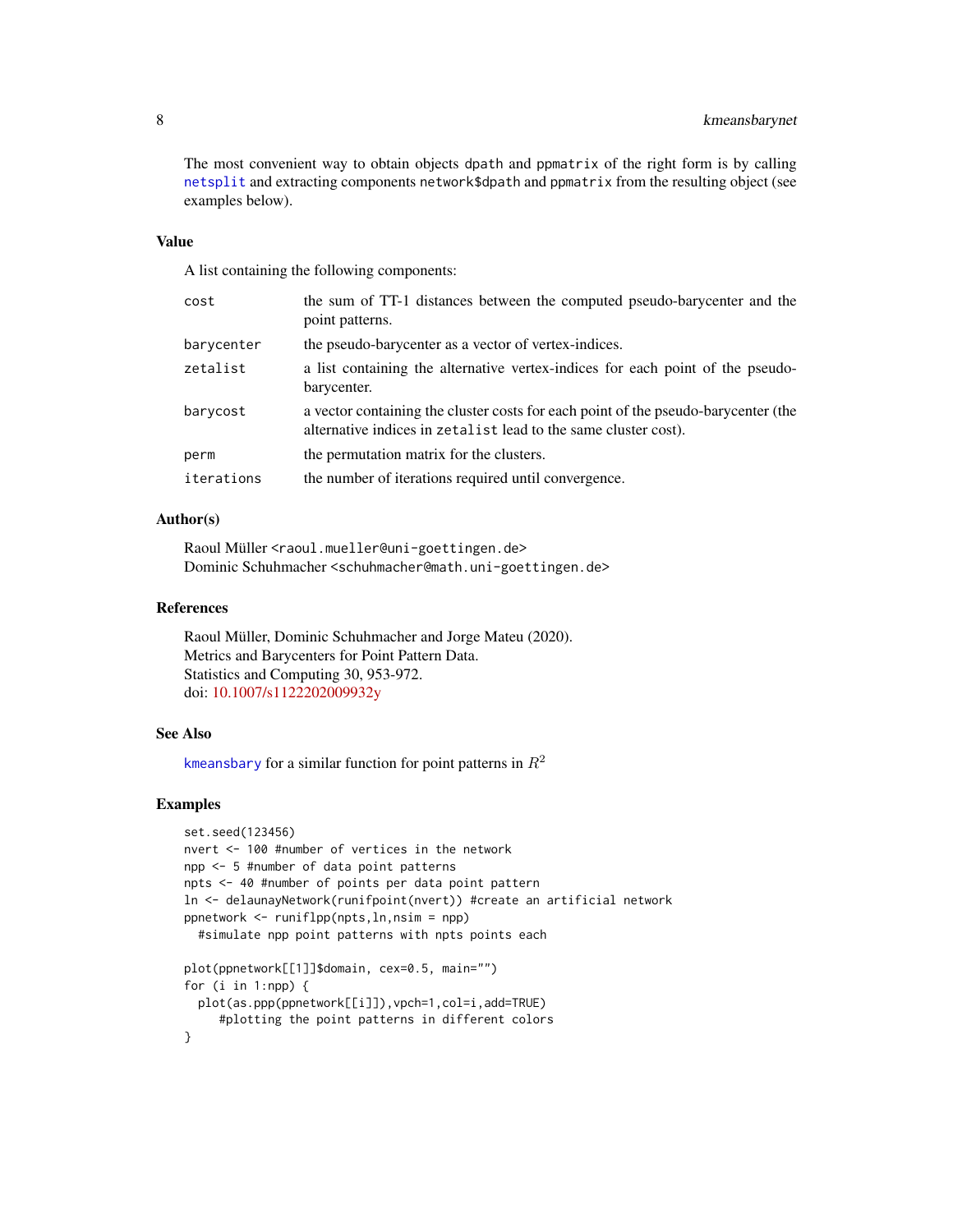The most convenient way to obtain objects dpath and ppmatrix of the right form is by calling netsplit and extracting components network$dpath and ppmatrix from the resulting object (see examples below).

### Value

A list containing the following components:

| | |
|---|---|
| cost | the sum of TT-1 distances between the computed pseudo-barycenter and the point patterns. |
| barycenter | the pseudo-barycenter as a vector of vertex-indices. |
| zetalist | a list containing the alternative vertex-indices for each point of the pseudo-barycenter. |
| barycost | a vector containing the cluster costs for each point of the pseudo-barycenter (the alternative indices in zetalist lead to the same cluster cost). |
| perm | the permutation matrix for the clusters. |
| iterations | the number of iterations required until convergence. |

### Author(s)

Raoul Müller <raoul.mueller@uni-goettingen.de>
Dominic Schuhmacher <schuhmacher@math.uni-goettingen.de>

### References

Raoul Müller, Dominic Schuhmacher and Jorge Mateu (2020).
Metrics and Barycenters for Point Pattern Data.
Statistics and Computing 30, 953-972.
doi: 10.1007/s1122202009932y

### See Also

kmeansbary for a similar function for point patterns in $R^2$

### Examples

```
set.seed(123456)
nvert <- 100 #number of vertices in the network
npp <- 5 #number of data point patterns
npts <- 40 #number of points per data point pattern
ln <- delaunayNetwork(runifpoint(nvert)) #create an artificial network
ppnetwork <- runiflpp(npts,ln,nsim = npp)
  #simulate npp point patterns with npts points each

plot(ppnetwork[[1]]$domain, cex=0.5, main="")
for (i in 1:npp) {
  plot(as.ppp(ppnetwork[[i]]),vpch=1,col=i,add=TRUE)
     #plotting the point patterns in different colors
}
```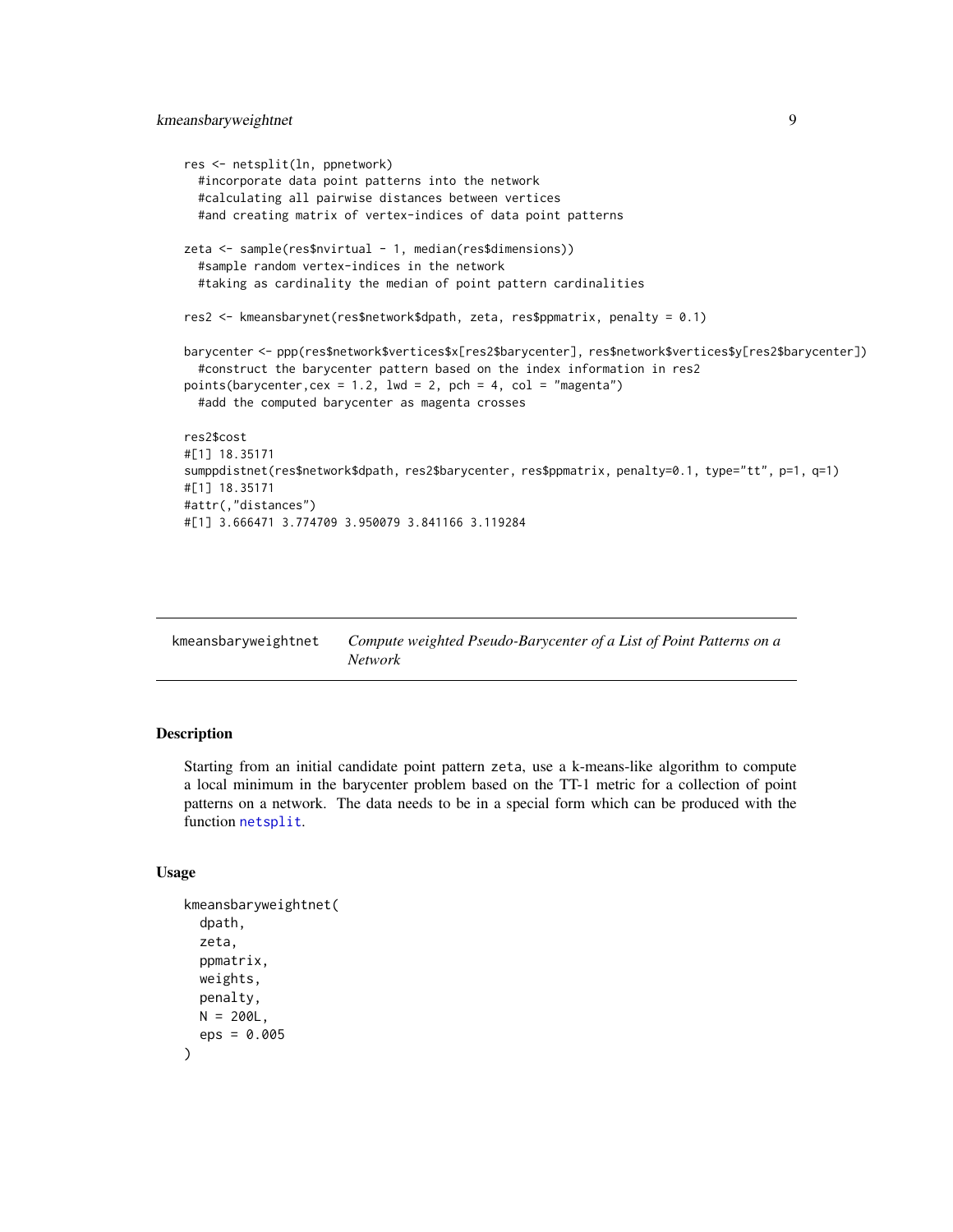```
res <- netsplit(ln, ppnetwork)
  #incorporate data point patterns into the network
  #calculating all pairwise distances between vertices
  #and creating matrix of vertex-indices of data point patterns

zeta <- sample(res$nvirtual - 1, median(res$dimensions))
  #sample random vertex-indices in the network
  #taking as cardinality the median of point pattern cardinalities

res2 <- kmeansbarynet(res$network$dpath, zeta, res$ppmatrix, penalty = 0.1)

barycenter <- ppp(res$network$vertices$x[res2$barycenter], res$network$vertices$y[res2$barycenter])
  #construct the barycenter pattern based on the index information in res2
points(barycenter,cex = 1.2, lwd = 2, pch = 4, col = "magenta")
  #add the computed barycenter as magenta crosses

res2$cost
#[1] 18.35171
sumppdistnet(res$network$dpath, res2$barycenter, res$ppmatrix, penalty=0.1, type="tt", p=1, q=1)
#[1] 18.35171
#attr(,"distances")
#[1] 3.666471 3.774709 3.950079 3.841166 3.119284
```

---

## kmeansbaryweightnet — *Compute weighted Pseudo-Barycenter of a List of Point Patterns on a Network*

### Description

Starting from an initial candidate point pattern zeta, use a k-means-like algorithm to compute a local minimum in the barycenter problem based on the TT-1 metric for a collection of point patterns on a network. The data needs to be in a special form which can be produced with the function netsplit.

### Usage

```
kmeansbaryweightnet(
  dpath,
  zeta,
  ppmatrix,
  weights,
  penalty,
  N = 200L,
  eps = 0.005
)
```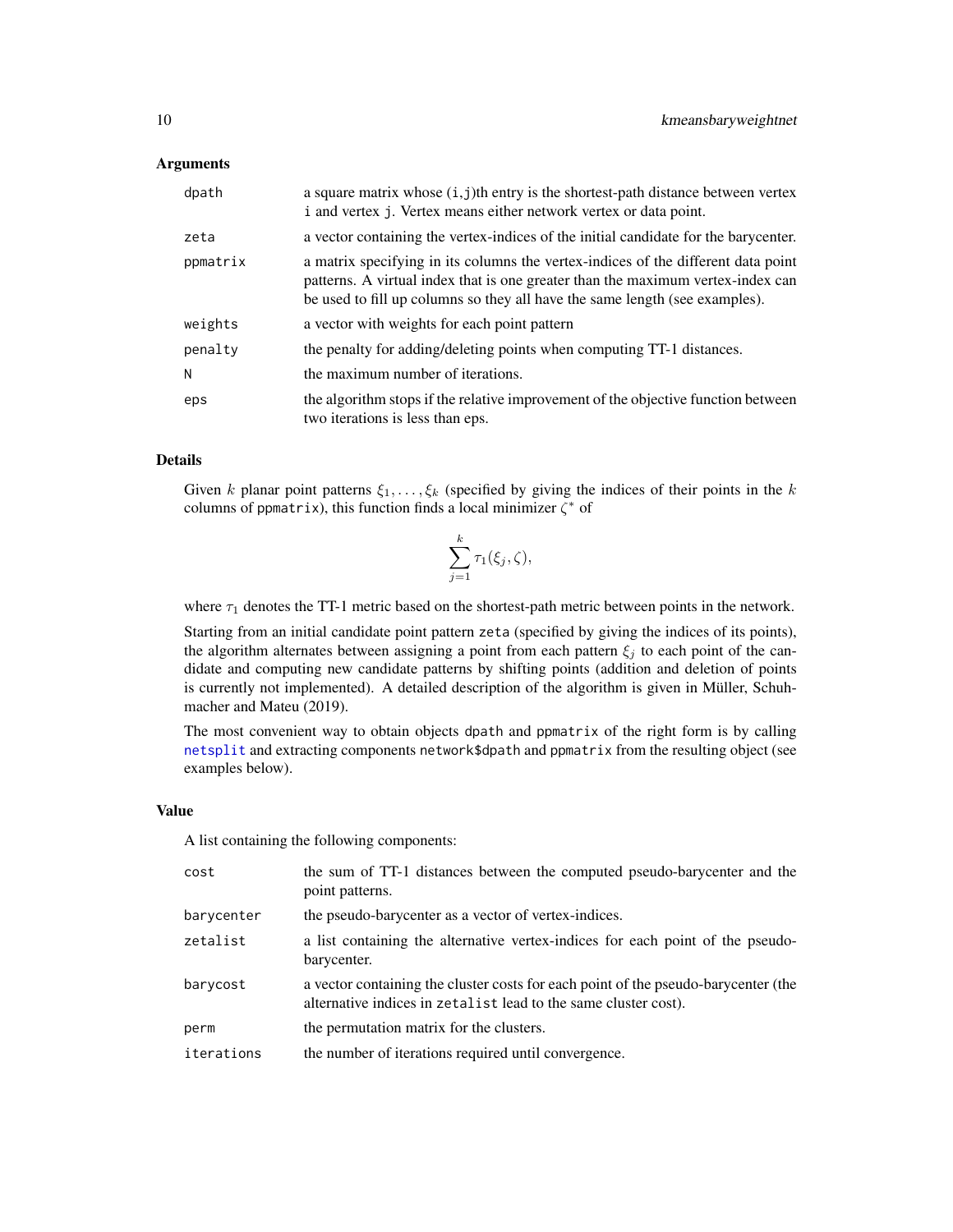## Arguments

| | |
|---|---|
| `dpath` | a square matrix whose (i,j)th entry is the shortest-path distance between vertex i and vertex j. Vertex means either network vertex or data point. |
| `zeta` | a vector containing the vertex-indices of the initial candidate for the barycenter. |
| `ppmatrix` | a matrix specifying in its columns the vertex-indices of the different data point patterns. A virtual index that is one greater than the maximum vertex-index can be used to fill up columns so they all have the same length (see examples). |
| `weights` | a vector with weights for each point pattern |
| `penalty` | the penalty for adding/deleting points when computing TT-1 distances. |
| `N` | the maximum number of iterations. |
| `eps` | the algorithm stops if the relative improvement of the objective function between two iterations is less than eps. |

## Details

Given $k$ planar point patterns $\xi_1, \ldots, \xi_k$ (specified by giving the indices of their points in the $k$ columns of `ppmatrix`), this function finds a local minimizer $\zeta^*$ of

$$\sum_{j=1}^{k} \tau_1(\xi_j, \zeta),$$

where $\tau_1$ denotes the TT-1 metric based on the shortest-path metric between points in the network.

Starting from an initial candidate point pattern `zeta` (specified by giving the indices of its points), the algorithm alternates between assigning a point from each pattern $\xi_j$ to each point of the candidate and computing new candidate patterns by shifting points (addition and deletion of points is currently not implemented). A detailed description of the algorithm is given in Müller, Schuhmacher and Mateu (2019).

The most convenient way to obtain objects `dpath` and `ppmatrix` of the right form is by calling `netsplit` and extracting components `network$dpath` and `ppmatrix` from the resulting object (see examples below).

## Value

A list containing the following components:

| | |
|---|---|
| `cost` | the sum of TT-1 distances between the computed pseudo-barycenter and the point patterns. |
| `barycenter` | the pseudo-barycenter as a vector of vertex-indices. |
| `zetalist` | a list containing the alternative vertex-indices for each point of the pseudo-barycenter. |
| `barycost` | a vector containing the cluster costs for each point of the pseudo-barycenter (the alternative indices in `zetalist` lead to the same cluster cost). |
| `perm` | the permutation matrix for the clusters. |
| `iterations` | the number of iterations required until convergence. |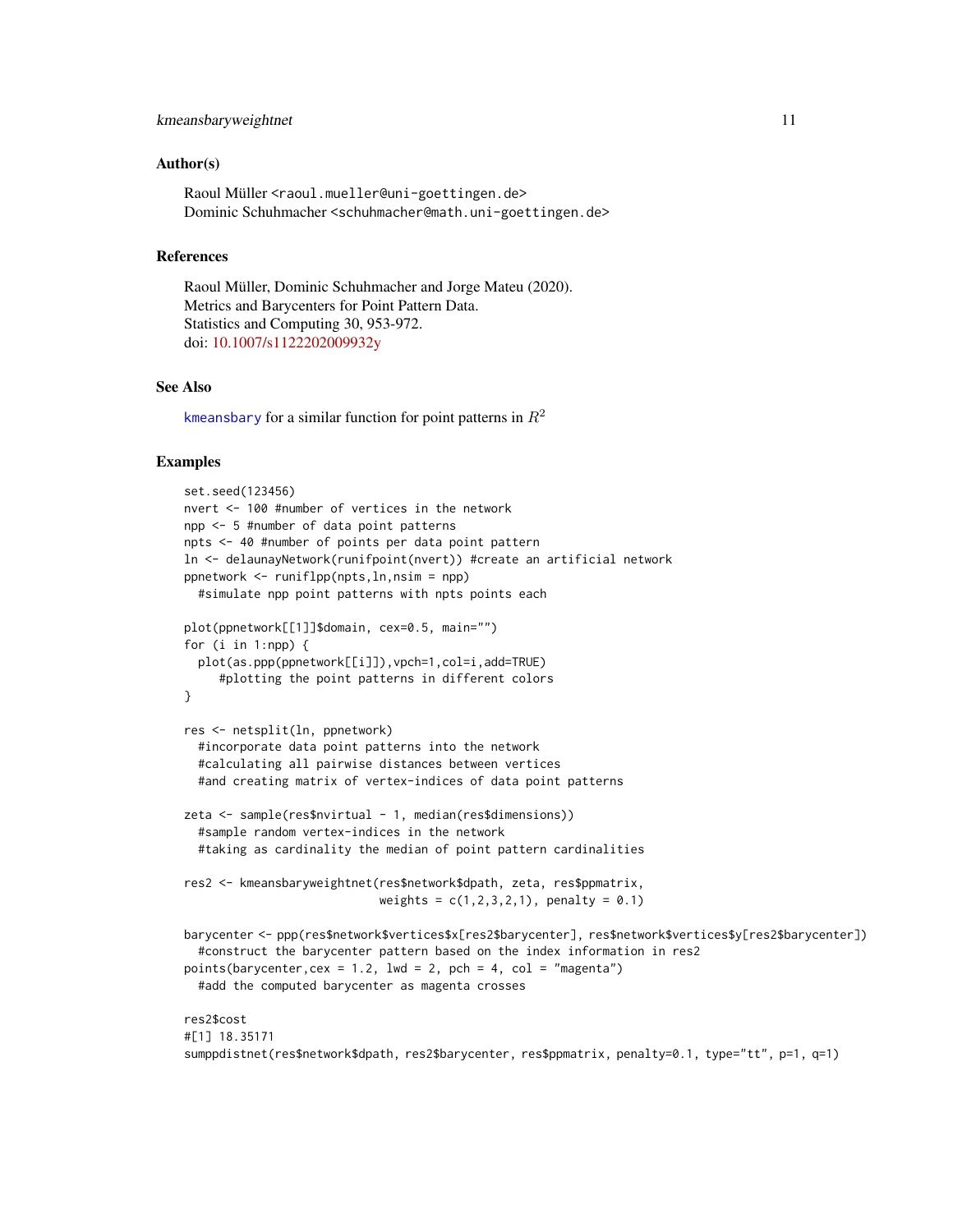### Author(s)

Raoul Müller <raoul.mueller@uni-goettingen.de>
Dominic Schuhmacher <schuhmacher@math.uni-goettingen.de>

### References

Raoul Müller, Dominic Schuhmacher and Jorge Mateu (2020).
Metrics and Barycenters for Point Pattern Data.
Statistics and Computing 30, 953-972.
doi: 10.1007/s1122202009932y

### See Also

kmeansbary for a similar function for point patterns in $R^2$

### Examples

```
set.seed(123456)
nvert <- 100 #number of vertices in the network
npp <- 5 #number of data point patterns
npts <- 40 #number of points per data point pattern
ln <- delaunayNetwork(runifpoint(nvert)) #create an artificial network
ppnetwork <- runiflpp(npts,ln,nsim = npp)
  #simulate npp point patterns with npts points each

plot(ppnetwork[[1]]$domain, cex=0.5, main="")
for (i in 1:npp) {
  plot(as.ppp(ppnetwork[[i]]),vpch=1,col=i,add=TRUE)
     #plotting the point patterns in different colors
}

res <- netsplit(ln, ppnetwork)
  #incorporate data point patterns into the network
  #calculating all pairwise distances between vertices
  #and creating matrix of vertex-indices of data point patterns

zeta <- sample(res$nvirtual - 1, median(res$dimensions))
  #sample random vertex-indices in the network
  #taking as cardinality the median of point pattern cardinalities

res2 <- kmeansbaryweightnet(res$network$dpath, zeta, res$ppmatrix,
                            weights = c(1,2,3,2,1), penalty = 0.1)

barycenter <- ppp(res$network$vertices$x[res2$barycenter], res$network$vertices$y[res2$barycenter])
  #construct the barycenter pattern based on the index information in res2
points(barycenter,cex = 1.2, lwd = 2, pch = 4, col = "magenta")
  #add the computed barycenter as magenta crosses

res2$cost
#[1] 18.35171
sumppdistnet(res$network$dpath, res2$barycenter, res$ppmatrix, penalty=0.1, type="tt", p=1, q=1)
```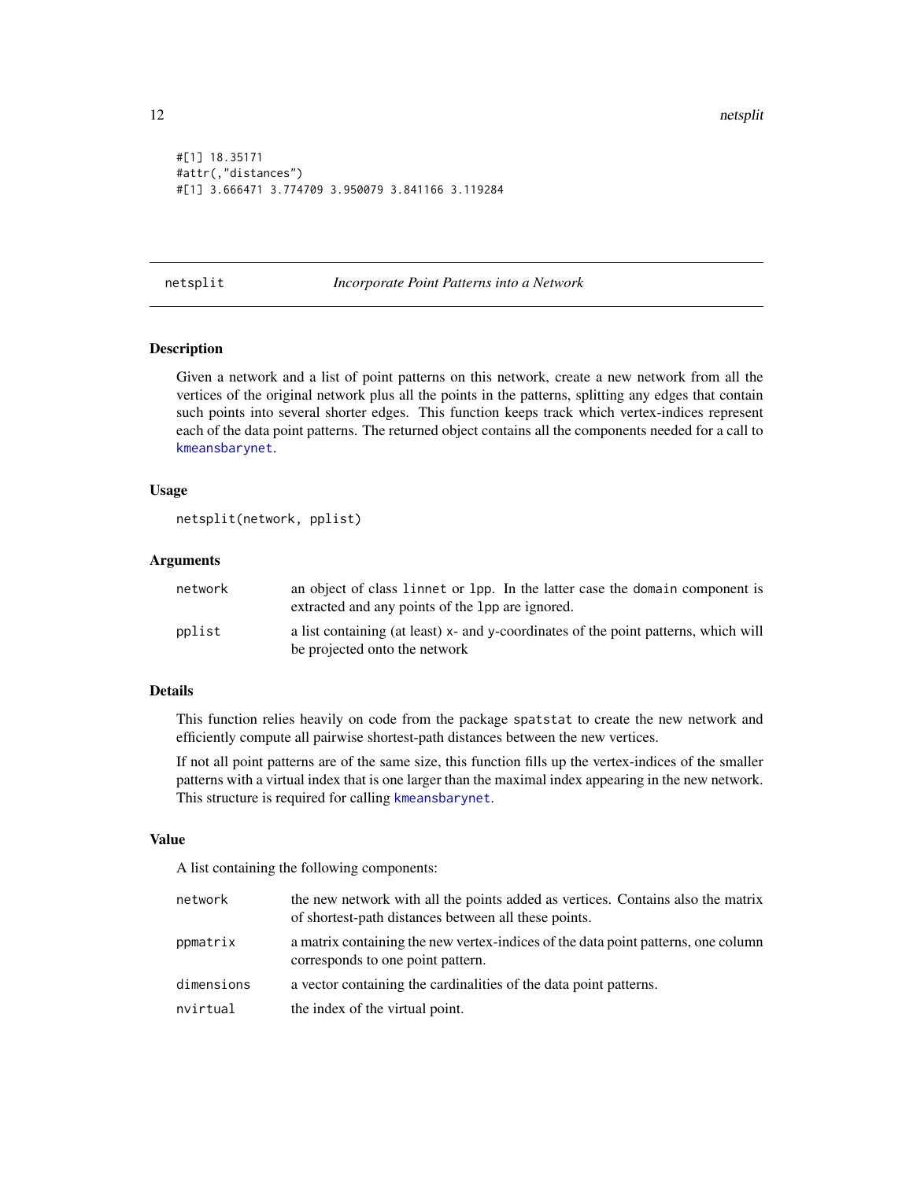```
#[1] 18.35171
#attr(,"distances")
#[1] 3.666471 3.774709 3.950079 3.841166 3.119284
```

## netsplit — *Incorporate Point Patterns into a Network*

### Description

Given a network and a list of point patterns on this network, create a new network from all the vertices of the original network plus all the points in the patterns, splitting any edges that contain such points into several shorter edges. This function keeps track which vertex-indices represent each of the data point patterns. The returned object contains all the components needed for a call to `kmeansbarynet`.

### Usage

```
netsplit(network, pplist)
```

### Arguments

| | |
|---|---|
| `network` | an object of class `linnet` or `lpp`. In the latter case the `domain` component is extracted and any points of the `lpp` are ignored. |
| `pplist` | a list containing (at least) x- and y-coordinates of the point patterns, which will be projected onto the network |

### Details

This function relies heavily on code from the package `spatstat` to create the new network and efficiently compute all pairwise shortest-path distances between the new vertices.

If not all point patterns are of the same size, this function fills up the vertex-indices of the smaller patterns with a virtual index that is one larger than the maximal index appearing in the new network. This structure is required for calling `kmeansbarynet`.

### Value

A list containing the following components:

| | |
|---|---|
| `network` | the new network with all the points added as vertices. Contains also the matrix of shortest-path distances between all these points. |
| `ppmatrix` | a matrix containing the new vertex-indices of the data point patterns, one column corresponds to one point pattern. |
| `dimensions` | a vector containing the cardinalities of the data point patterns. |
| `nvirtual` | the index of the virtual point. |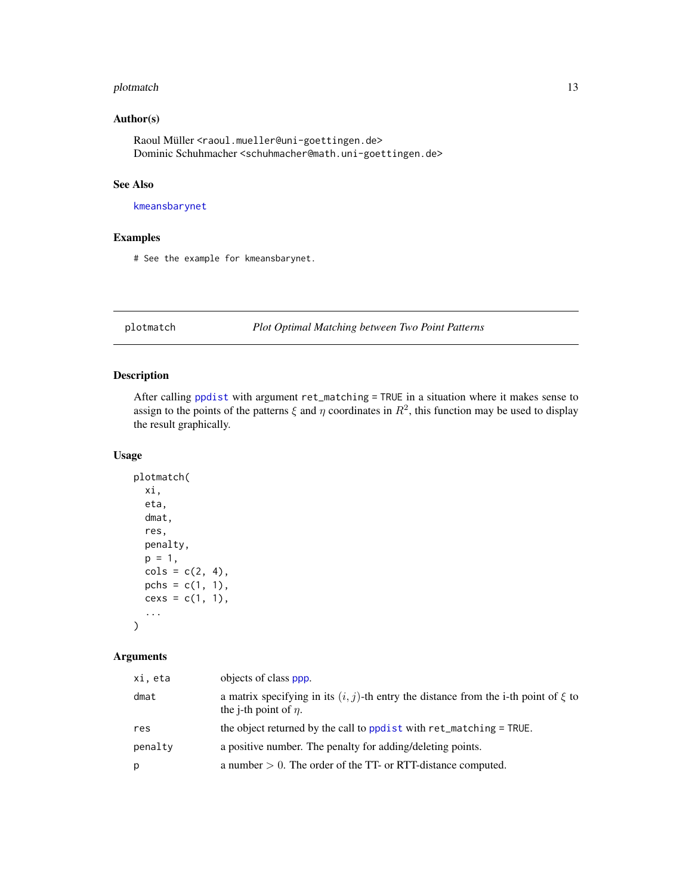### Author(s)

Raoul Müller <raoul.mueller@uni-goettingen.de>
Dominic Schuhmacher <schuhmacher@math.uni-goettingen.de>

### See Also

kmeansbarynet

### Examples

```
# See the example for kmeansbarynet.
```

---

## plotmatch — *Plot Optimal Matching between Two Point Patterns*

### Description

After calling ppdist with argument ret_matching = TRUE in a situation where it makes sense to assign to the points of the patterns $\xi$ and $\eta$ coordinates in $R^2$, this function may be used to display the result graphically.

### Usage

```
plotmatch(
  xi,
  eta,
  dmat,
  res,
  penalty,
  p = 1,
  cols = c(2, 4),
  pchs = c(1, 1),
  cexs = c(1, 1),
  ...
)
```

### Arguments

| | |
|---|---|
| xi, eta | objects of class ppp. |
| dmat | a matrix specifying in its $(i, j)$-th entry the distance from the i-th point of $\xi$ to the j-th point of $\eta$. |
| res | the object returned by the call to ppdist with ret_matching = TRUE. |
| penalty | a positive number. The penalty for adding/deleting points. |
| p | a number $> 0$. The order of the TT- or RTT-distance computed. |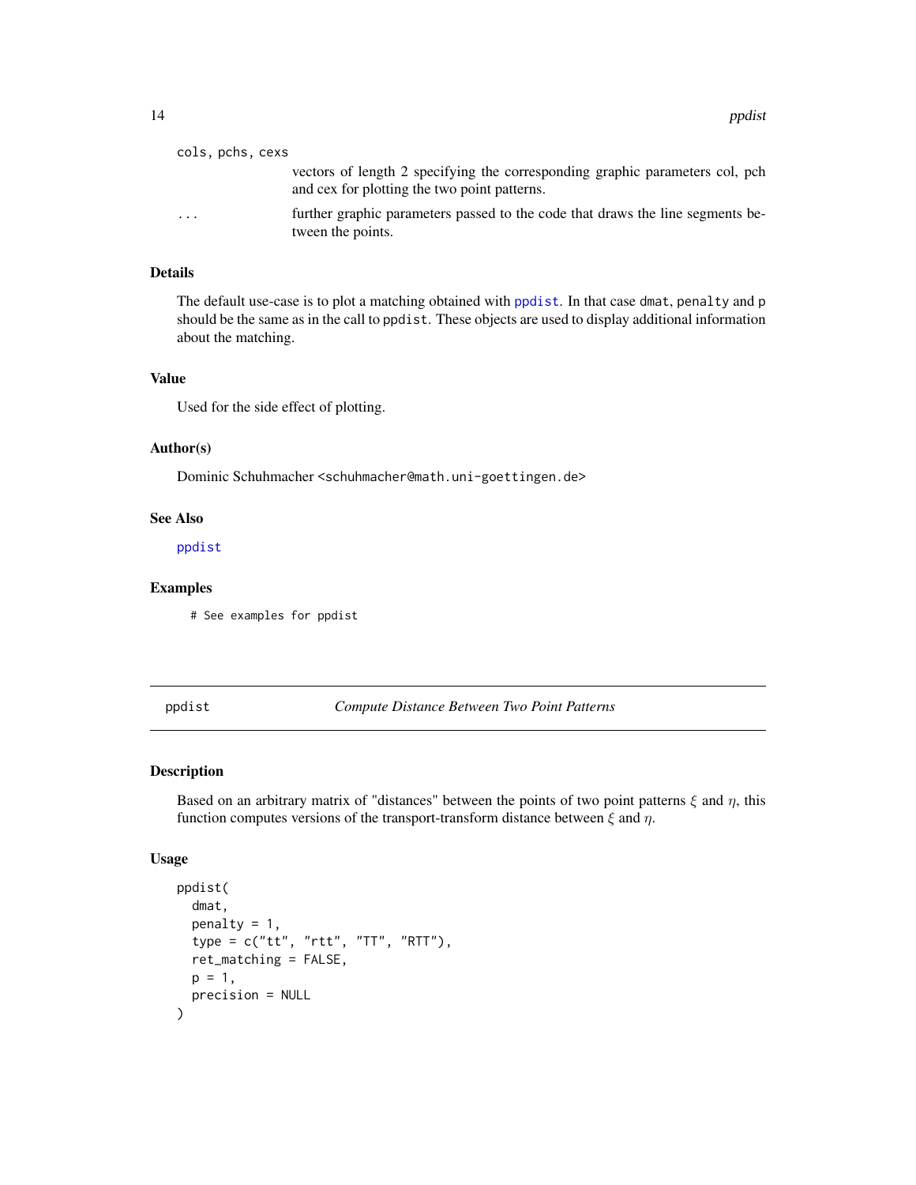cols, pchs, cexs
: vectors of length 2 specifying the corresponding graphic parameters col, pch and cex for plotting the two point patterns.

...
: further graphic parameters passed to the code that draws the line segments between the points.

### Details

The default use-case is to plot a matching obtained with `ppdist`. In that case `dmat`, `penalty` and `p` should be the same as in the call to `ppdist`. These objects are used to display additional information about the matching.

### Value

Used for the side effect of plotting.

### Author(s)

Dominic Schuhmacher <schuhmacher@math.uni-goettingen.de>

### See Also

`ppdist`

### Examples

```
# See examples for ppdist
```

---

## ppdist — *Compute Distance Between Two Point Patterns*

### Description

Based on an arbitrary matrix of "distances" between the points of two point patterns $\xi$ and $\eta$, this function computes versions of the transport-transform distance between $\xi$ and $\eta$.

### Usage

```
ppdist(
  dmat,
  penalty = 1,
  type = c("tt", "rtt", "TT", "RTT"),
  ret_matching = FALSE,
  p = 1,
  precision = NULL
)
```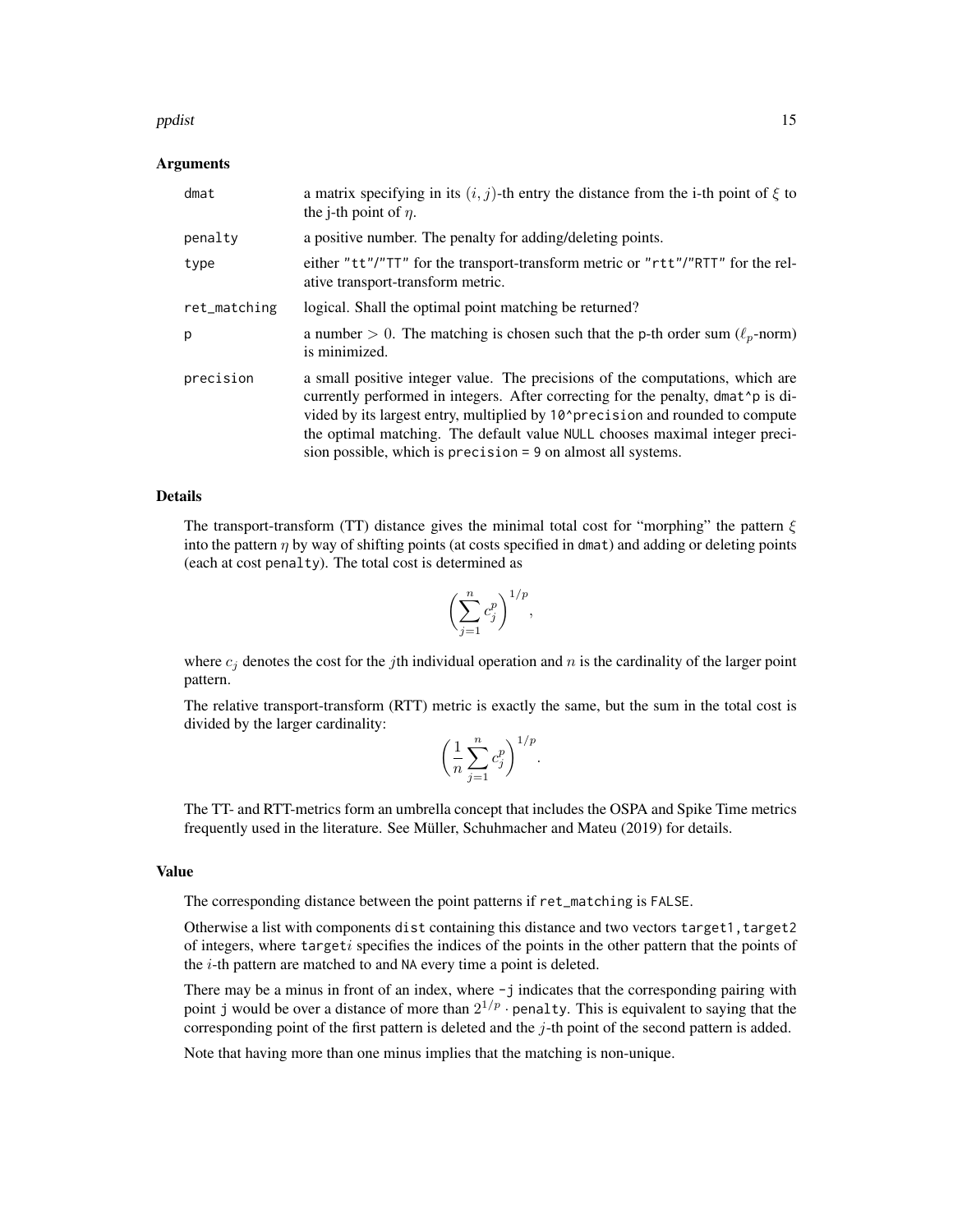## Arguments

| | |
|---|---|
| `dmat` | a matrix specifying in its $(i, j)$-th entry the distance from the i-th point of $\xi$ to the j-th point of $\eta$. |
| `penalty` | a positive number. The penalty for adding/deleting points. |
| `type` | either `"tt"`/`"TT"` for the transport-transform metric or `"rtt"`/`"RTT"` for the relative transport-transform metric. |
| `ret_matching` | logical. Shall the optimal point matching be returned? |
| `p` | a number $> 0$. The matching is chosen such that the p-th order sum ($\ell_p$-norm) is minimized. |
| `precision` | a small positive integer value. The precisions of the computations, which are currently performed in integers. After correcting for the penalty, `dmat^p` is divided by its largest entry, multiplied by `10^precision` and rounded to compute the optimal matching. The default value `NULL` chooses maximal integer precision possible, which is `precision = 9` on almost all systems. |

## Details

The transport-transform (TT) distance gives the minimal total cost for "morphing" the pattern $\xi$ into the pattern $\eta$ by way of shifting points (at costs specified in `dmat`) and adding or deleting points (each at cost `penalty`). The total cost is determined as

$$\left(\sum_{j=1}^{n} c_j^p\right)^{1/p},$$

where $c_j$ denotes the cost for the $j$th individual operation and $n$ is the cardinality of the larger point pattern.

The relative transport-transform (RTT) metric is exactly the same, but the sum in the total cost is divided by the larger cardinality:

$$\left(\frac{1}{n}\sum_{j=1}^{n} c_j^p\right)^{1/p}.$$

The TT- and RTT-metrics form an umbrella concept that includes the OSPA and Spike Time metrics frequently used in the literature. See Müller, Schuhmacher and Mateu (2019) for details.

## Value

The corresponding distance between the point patterns if `ret_matching` is `FALSE`.

Otherwise a list with components `dist` containing this distance and two vectors `target1,target2` of integers, where `target`$i$ specifies the indices of the points in the other pattern that the points of the $i$-th pattern are matched to and `NA` every time a point is deleted.

There may be a minus in front of an index, where `-j` indicates that the corresponding pairing with point `j` would be over a distance of more than $2^{1/p} \cdot$ `penalty`. This is equivalent to saying that the corresponding point of the first pattern is deleted and the $j$-th point of the second pattern is added.

Note that having more than one minus implies that the matching is non-unique.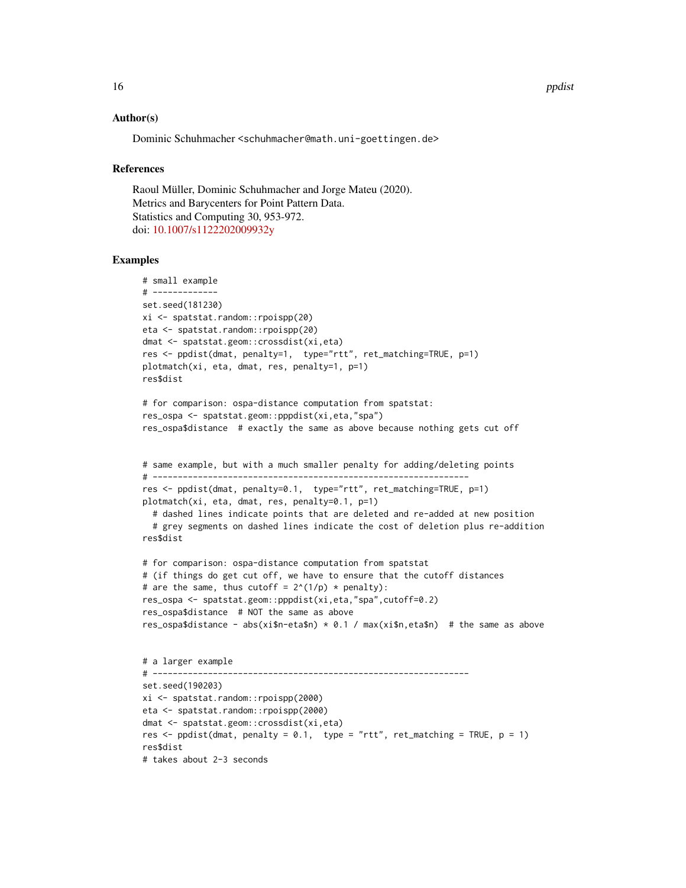## Author(s)

Dominic Schuhmacher <schuhmacher@math.uni-goettingen.de>

## References

Raoul Müller, Dominic Schuhmacher and Jorge Mateu (2020).
Metrics and Barycenters for Point Pattern Data.
Statistics and Computing 30, 953-972.
doi: 10.1007/s1122202009932y

## Examples

```
# small example
# -------------
set.seed(181230)
xi <- spatstat.random::rpoispp(20)
eta <- spatstat.random::rpoispp(20)
dmat <- spatstat.geom::crossdist(xi,eta)
res <- ppdist(dmat, penalty=1,  type="rtt", ret_matching=TRUE, p=1)
plotmatch(xi, eta, dmat, res, penalty=1, p=1)
res$dist

# for comparison: ospa-distance computation from spatstat:
res_ospa <- spatstat.geom::pppdist(xi,eta,"spa")
res_ospa$distance  # exactly the same as above because nothing gets cut off


# same example, but with a much smaller penalty for adding/deleting points
# ---------------------------------------------------------------
res <- ppdist(dmat, penalty=0.1,  type="rtt", ret_matching=TRUE, p=1)
plotmatch(xi, eta, dmat, res, penalty=0.1, p=1)
  # dashed lines indicate points that are deleted and re-added at new position
  # grey segments on dashed lines indicate the cost of deletion plus re-addition
res$dist

# for comparison: ospa-distance computation from spatstat
# (if things do get cut off, we have to ensure that the cutoff distances
# are the same, thus cutoff = 2^(1/p) * penalty):
res_ospa <- spatstat.geom::pppdist(xi,eta,"spa",cutoff=0.2)
res_ospa$distance  # NOT the same as above
res_ospa$distance - abs(xi$n-eta$n) * 0.1 / max(xi$n,eta$n)  # the same as above


# a larger example
# ---------------------------------------------------------------
set.seed(190203)
xi <- spatstat.random::rpoispp(2000)
eta <- spatstat.random::rpoispp(2000)
dmat <- spatstat.geom::crossdist(xi,eta)
res <- ppdist(dmat, penalty = 0.1,  type = "rtt", ret_matching = TRUE, p = 1)
res$dist
# takes about 2-3 seconds
```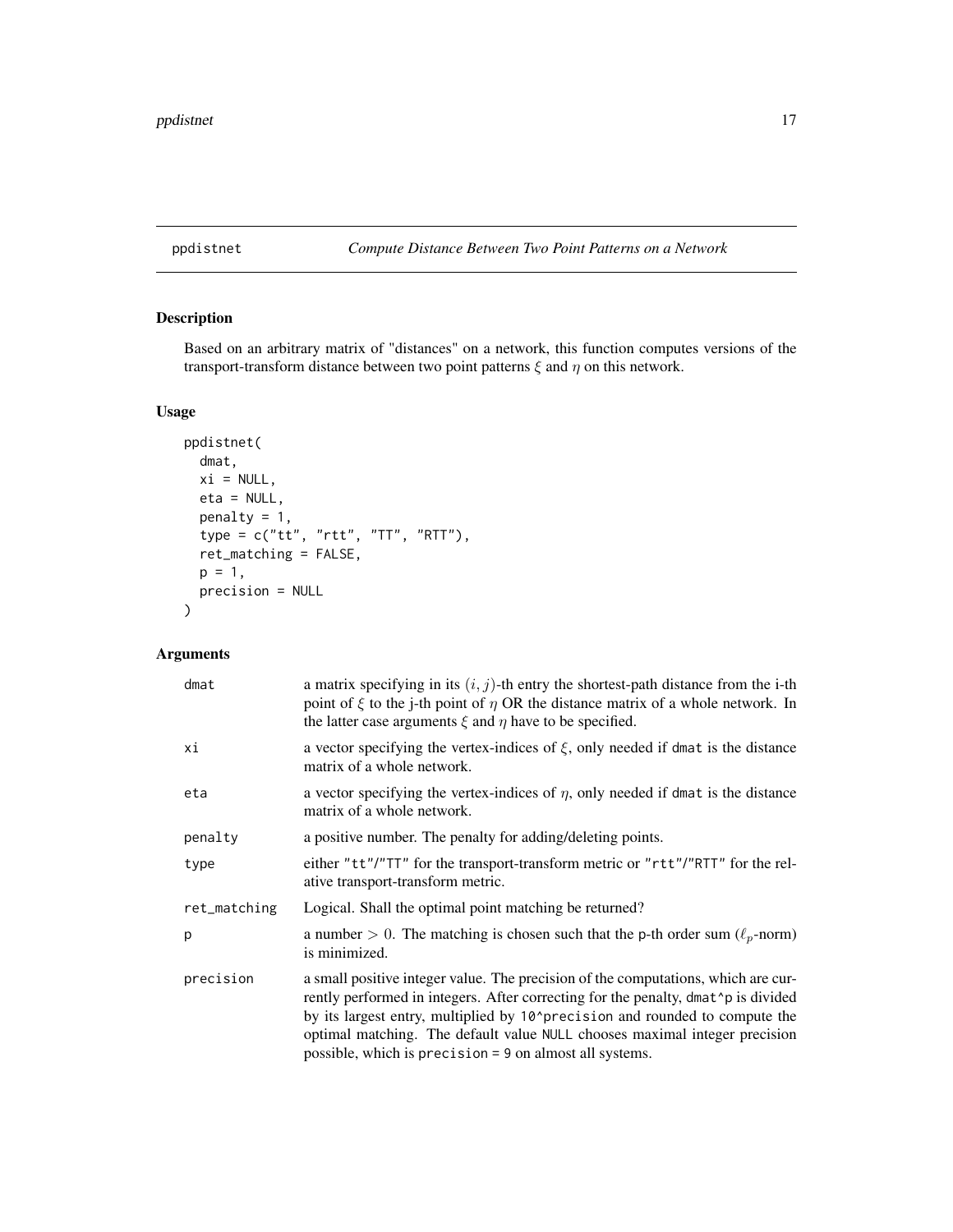ppdistnet — *Compute Distance Between Two Point Patterns on a Network*

## Description

Based on an arbitrary matrix of "distances" on a network, this function computes versions of the transport-transform distance between two point patterns $\xi$ and $\eta$ on this network.

## Usage

```
ppdistnet(
  dmat,
  xi = NULL,
  eta = NULL,
  penalty = 1,
  type = c("tt", "rtt", "TT", "RTT"),
  ret_matching = FALSE,
  p = 1,
  precision = NULL
)
```

## Arguments

| Argument | Description |
|---|---|
| `dmat` | a matrix specifying in its $(i, j)$-th entry the shortest-path distance from the i-th point of $\xi$ to the j-th point of $\eta$ OR the distance matrix of a whole network. In the latter case arguments $\xi$ and $\eta$ have to be specified. |
| `xi` | a vector specifying the vertex-indices of $\xi$, only needed if `dmat` is the distance matrix of a whole network. |
| `eta` | a vector specifying the vertex-indices of $\eta$, only needed if `dmat` is the distance matrix of a whole network. |
| `penalty` | a positive number. The penalty for adding/deleting points. |
| `type` | either `"tt"`/`"TT"` for the transport-transform metric or `"rtt"`/`"RTT"` for the relative transport-transform metric. |
| `ret_matching` | Logical. Shall the optimal point matching be returned? |
| `p` | a number $> 0$. The matching is chosen such that the p-th order sum ($\ell_p$-norm) is minimized. |
| `precision` | a small positive integer value. The precision of the computations, which are currently performed in integers. After correcting for the penalty, `dmat^p` is divided by its largest entry, multiplied by `10^precision` and rounded to compute the optimal matching. The default value `NULL` chooses maximal integer precision possible, which is `precision = 9` on almost all systems. |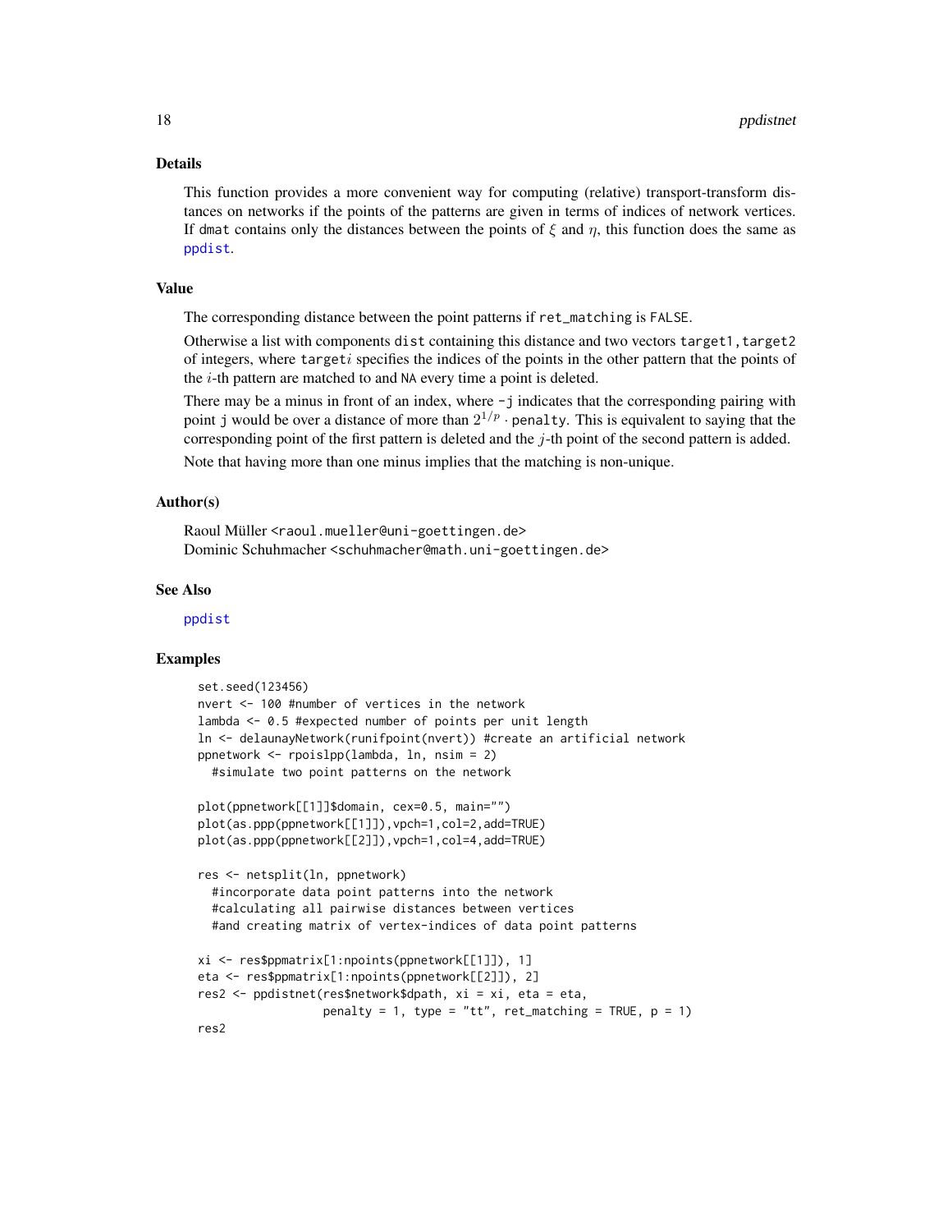### Details

This function provides a more convenient way for computing (relative) transport-transform distances on networks if the points of the patterns are given in terms of indices of network vertices. If `dmat` contains only the distances between the points of $\xi$ and $\eta$, this function does the same as `ppdist`.

### Value

The corresponding distance between the point patterns if `ret_matching` is `FALSE`.

Otherwise a list with components `dist` containing this distance and two vectors `target1`, `target2` of integers, where `target`$i$ specifies the indices of the points in the other pattern that the points of the $i$-th pattern are matched to and `NA` every time a point is deleted.

There may be a minus in front of an index, where `-j` indicates that the corresponding pairing with point `j` would be over a distance of more than $2^{1/p} \cdot$ `penalty`. This is equivalent to saying that the corresponding point of the first pattern is deleted and the $j$-th point of the second pattern is added.

Note that having more than one minus implies that the matching is non-unique.

### Author(s)

Raoul Müller <raoul.mueller@uni-goettingen.de>
Dominic Schuhmacher <schuhmacher@math.uni-goettingen.de>

### See Also

`ppdist`

### Examples

```
set.seed(123456)
nvert <- 100 #number of vertices in the network
lambda <- 0.5 #expected number of points per unit length
ln <- delaunayNetwork(runifpoint(nvert)) #create an artificial network
ppnetwork <- rpoislpp(lambda, ln, nsim = 2)
  #simulate two point patterns on the network

plot(ppnetwork[[1]]$domain, cex=0.5, main="")
plot(as.ppp(ppnetwork[[1]]),vpch=1,col=2,add=TRUE)
plot(as.ppp(ppnetwork[[2]]),vpch=1,col=4,add=TRUE)

res <- netsplit(ln, ppnetwork)
  #incorporate data point patterns into the network
  #calculating all pairwise distances between vertices
  #and creating matrix of vertex-indices of data point patterns

xi <- res$ppmatrix[1:npoints(ppnetwork[[1]]), 1]
eta <- res$ppmatrix[1:npoints(ppnetwork[[2]]), 2]
res2 <- ppdistnet(res$network$dpath, xi = xi, eta = eta,
                  penalty = 1, type = "tt", ret_matching = TRUE, p = 1)
res2
```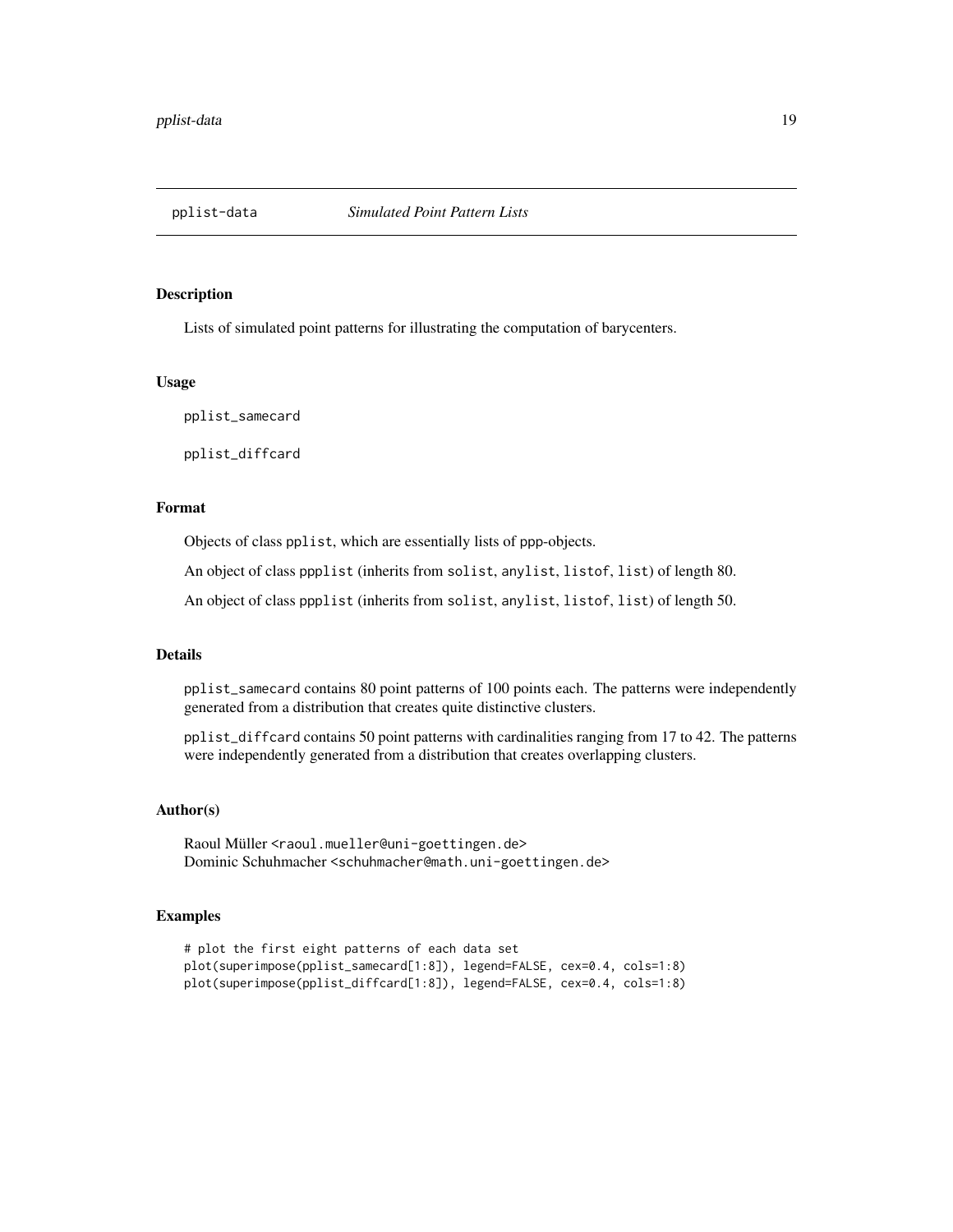pplist-data *Simulated Point Pattern Lists*

## Description

Lists of simulated point patterns for illustrating the computation of barycenters.

## Usage

```
pplist_samecard

pplist_diffcard
```

## Format

Objects of class `pplist`, which are essentially lists of `ppp`-objects.

An object of class `ppplist` (inherits from `solist`, `anylist`, `listof`, `list`) of length 80.

An object of class `ppplist` (inherits from `solist`, `anylist`, `listof`, `list`) of length 50.

## Details

`pplist_samecard` contains 80 point patterns of 100 points each. The patterns were independently generated from a distribution that creates quite distinctive clusters.

`pplist_diffcard` contains 50 point patterns with cardinalities ranging from 17 to 42. The patterns were independently generated from a distribution that creates overlapping clusters.

## Author(s)

Raoul Müller <raoul.mueller@uni-goettingen.de>
Dominic Schuhmacher <schuhmacher@math.uni-goettingen.de>

## Examples

```
# plot the first eight patterns of each data set
plot(superimpose(pplist_samecard[1:8]), legend=FALSE, cex=0.4, cols=1:8)
plot(superimpose(pplist_diffcard[1:8]), legend=FALSE, cex=0.4, cols=1:8)
```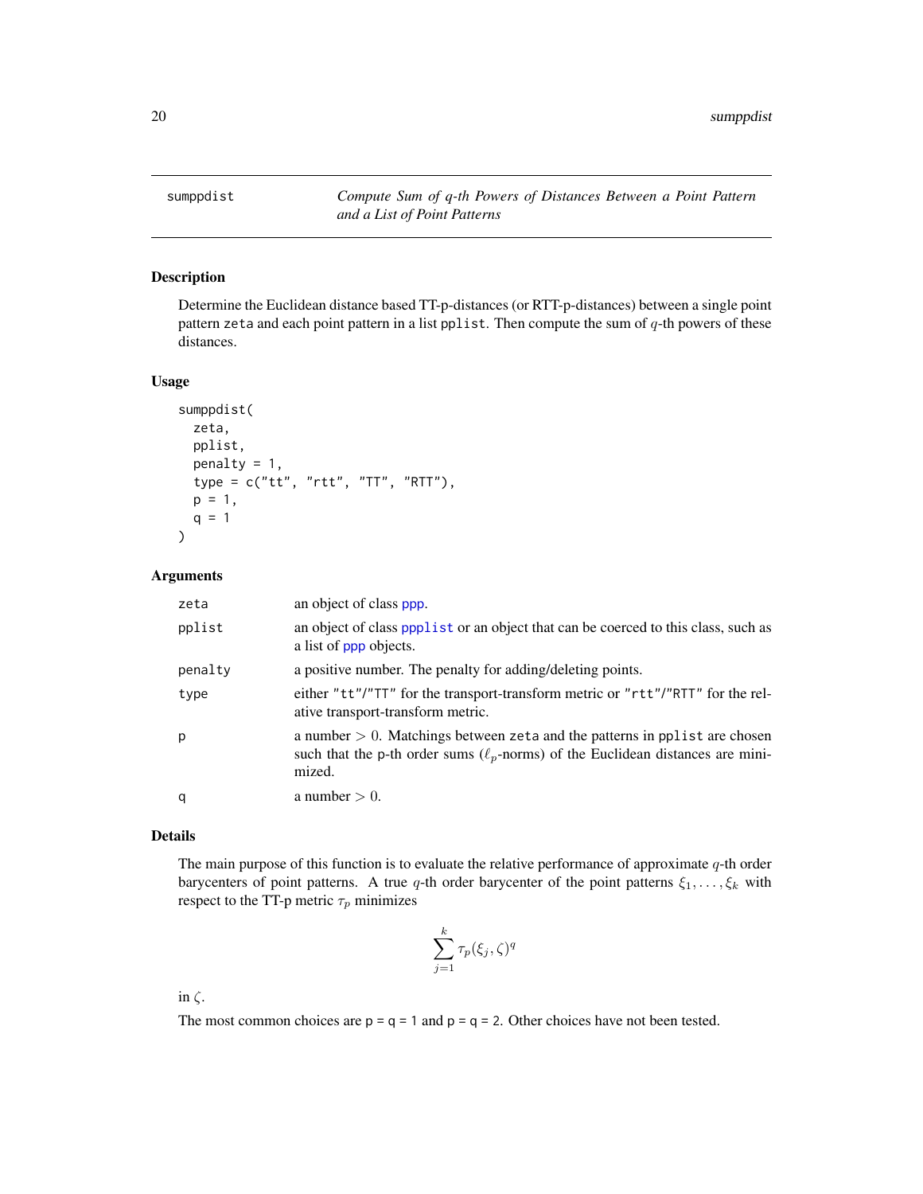# sumppdist

*Compute Sum of q-th Powers of Distances Between a Point Pattern and a List of Point Patterns*

## Description

Determine the Euclidean distance based TT-p-distances (or RTT-p-distances) between a single point pattern `zeta` and each point pattern in a list `pplist`. Then compute the sum of $q$-th powers of these distances.

## Usage

```
sumppdist(
  zeta,
  pplist,
  penalty = 1,
  type = c("tt", "rtt", "TT", "RTT"),
  p = 1,
  q = 1
)
```

## Arguments

| | |
|---|---|
| `zeta` | an object of class ppp. |
| `pplist` | an object of class pplist or an object that can be coerced to this class, such as a list of ppp objects. |
| `penalty` | a positive number. The penalty for adding/deleting points. |
| `type` | either "tt"/"TT" for the transport-transform metric or "rtt"/"RTT" for the relative transport-transform metric. |
| `p` | a number $> 0$. Matchings between `zeta` and the patterns in `pplist` are chosen such that the p-th order sums ($\ell_p$-norms) of the Euclidean distances are minimized. |
| `q` | a number $> 0$. |

## Details

The main purpose of this function is to evaluate the relative performance of approximate $q$-th order barycenters of point patterns. A true $q$-th order barycenter of the point patterns $\xi_1, \ldots, \xi_k$ with respect to the TT-p metric $\tau_p$ minimizes

$$\sum_{j=1}^{k} \tau_p(\xi_j, \zeta)^q$$

in $\zeta$.

The most common choices are `p = q = 1` and `p = q = 2`. Other choices have not been tested.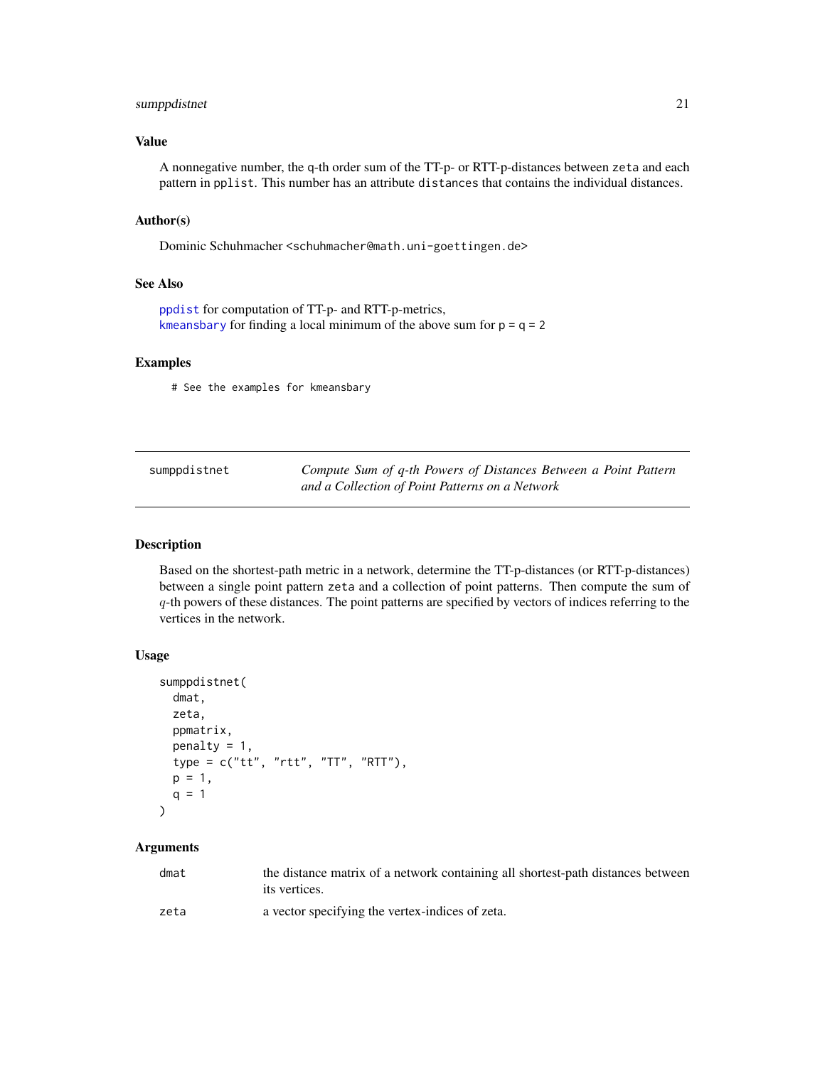### Value

A nonnegative number, the q-th order sum of the TT-p- or RTT-p-distances between `zeta` and each pattern in `pplist`. This number has an attribute `distances` that contains the individual distances.

### Author(s)

Dominic Schuhmacher <schuhmacher@math.uni-goettingen.de>

### See Also

`ppdist` for computation of TT-p- and RTT-p-metrics,
`kmeansbary` for finding a local minimum of the above sum for p = q = 2

### Examples

```
# See the examples for kmeansbary
```

---

## sumppdistnet — *Compute Sum of q-th Powers of Distances Between a Point Pattern and a Collection of Point Patterns on a Network*

---

### Description

Based on the shortest-path metric in a network, determine the TT-p-distances (or RTT-p-distances) between a single point pattern `zeta` and a collection of point patterns. Then compute the sum of $q$-th powers of these distances. The point patterns are specified by vectors of indices referring to the vertices in the network.

### Usage

```
sumppdistnet(
  dmat,
  zeta,
  ppmatrix,
  penalty = 1,
  type = c("tt", "rtt", "TT", "RTT"),
  p = 1,
  q = 1
)
```

### Arguments

| | |
|---|---|
| `dmat` | the distance matrix of a network containing all shortest-path distances between its vertices. |
| `zeta` | a vector specifying the vertex-indices of zeta. |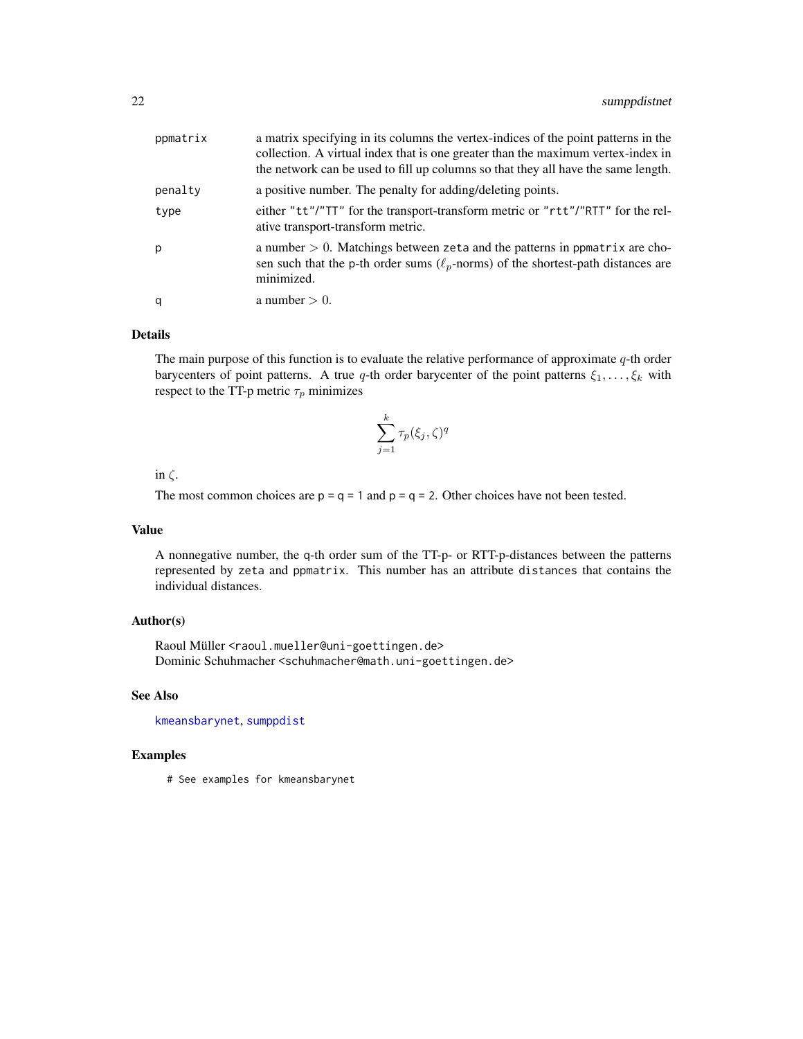| | |
|---|---|
| ppmatrix | a matrix specifying in its columns the vertex-indices of the point patterns in the collection. A virtual index that is one greater than the maximum vertex-index in the network can be used to fill up columns so that they all have the same length. |
| penalty | a positive number. The penalty for adding/deleting points. |
| type | either "tt"/"TT" for the transport-transform metric or "rtt"/"RTT" for the relative transport-transform metric. |
| p | a number $> 0$. Matchings between zeta and the patterns in ppmatrix are chosen such that the p-th order sums ($\ell_p$-norms) of the shortest-path distances are minimized. |
| q | a number $> 0$. |

### Details

The main purpose of this function is to evaluate the relative performance of approximate $q$-th order barycenters of point patterns. A true $q$-th order barycenter of the point patterns $\xi_1, \ldots, \xi_k$ with respect to the TT-p metric $\tau_p$ minimizes

$$\sum_{j=1}^{k} \tau_p(\xi_j, \zeta)^q$$

in $\zeta$.

The most common choices are p = q = 1 and p = q = 2. Other choices have not been tested.

### Value

A nonnegative number, the q-th order sum of the TT-p- or RTT-p-distances between the patterns represented by zeta and ppmatrix. This number has an attribute distances that contains the individual distances.

### Author(s)

Raoul Müller <raoul.mueller@uni-goettingen.de>
Dominic Schuhmacher <schuhmacher@math.uni-goettingen.de>

### See Also

kmeansbarynet, sumppdist

### Examples

```
# See examples for kmeansbarynet
```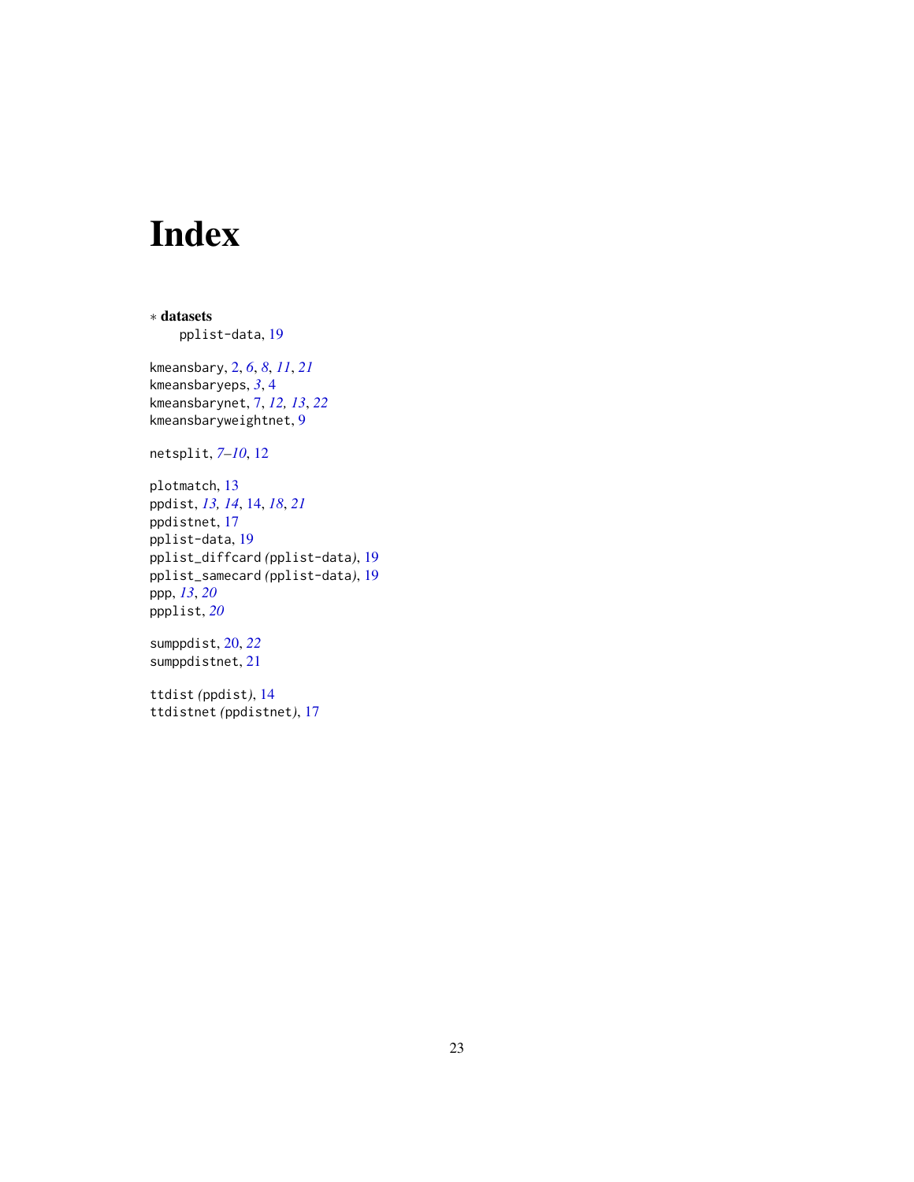# Index

∗ **datasets**

pplist-data, 19

kmeansbary, 2, *6*, *8*, *11*, *21*
kmeansbaryeps, *3*, 4
kmeansbarynet, 7, *12, 13*, *22*
kmeansbaryweightnet, 9

netsplit, *7–10*, 12

plotmatch, 13
ppdist, *13, 14*, 14, *18*, *21*
ppdistnet, 17
pplist-data, 19
pplist_diffcard *(*pplist-data*)*, 19
pplist_samecard *(*pplist-data*)*, 19
ppp, *13*, *20*
ppplist, *20*

sumppdist, 20, *22*
sumppdistnet, 21

ttdist *(*ppdist*)*, 14
ttdistnet *(*ppdistnet*)*, 17